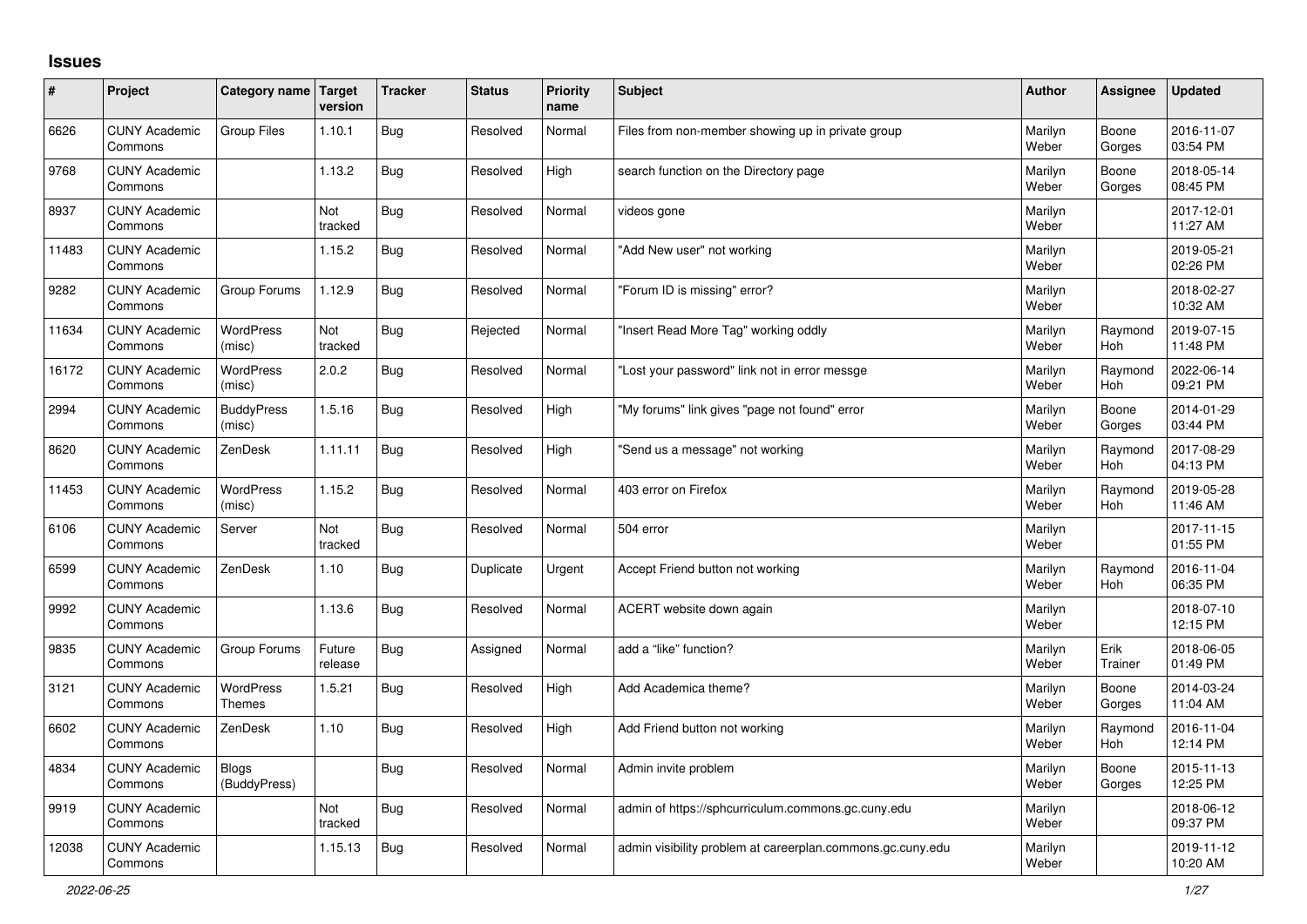## Issues

| # | Project | Category name | Target version | Tracker | Status | Priority name | Subject | Author | Assignee | Updated |
|---|---|---|---|---|---|---|---|---|---|---|
| 6626 | CUNY Academic Commons | Group Files | 1.10.1 | Bug | Resolved | Normal | Files from non-member showing up in private group | Marilyn Weber | Boone Gorges | 2016-11-07 03:54 PM |
| 9768 | CUNY Academic Commons | | 1.13.2 | Bug | Resolved | High | search function on the Directory page | Marilyn Weber | Boone Gorges | 2018-05-14 08:45 PM |
| 8937 | CUNY Academic Commons | | Not tracked | Bug | Resolved | Normal | videos gone | Marilyn Weber | | 2017-12-01 11:27 AM |
| 11483 | CUNY Academic Commons | | 1.15.2 | Bug | Resolved | Normal | "Add New user" not working | Marilyn Weber | | 2019-05-21 02:26 PM |
| 9282 | CUNY Academic Commons | Group Forums | 1.12.9 | Bug | Resolved | Normal | "Forum ID is missing" error? | Marilyn Weber | | 2018-02-27 10:32 AM |
| 11634 | CUNY Academic Commons | WordPress (misc) | Not tracked | Bug | Rejected | Normal | "Insert Read More Tag" working oddly | Marilyn Weber | Raymond Hoh | 2019-07-15 11:48 PM |
| 16172 | CUNY Academic Commons | WordPress (misc) | 2.0.2 | Bug | Resolved | Normal | "Lost your password" link not in error messge | Marilyn Weber | Raymond Hoh | 2022-06-14 09:21 PM |
| 2994 | CUNY Academic Commons | BuddyPress (misc) | 1.5.16 | Bug | Resolved | High | "My forums" link gives "page not found" error | Marilyn Weber | Boone Gorges | 2014-01-29 03:44 PM |
| 8620 | CUNY Academic Commons | ZenDesk | 1.11.11 | Bug | Resolved | High | "Send us a message" not working | Marilyn Weber | Raymond Hoh | 2017-08-29 04:13 PM |
| 11453 | CUNY Academic Commons | WordPress (misc) | 1.15.2 | Bug | Resolved | Normal | 403 error on Firefox | Marilyn Weber | Raymond Hoh | 2019-05-28 11:46 AM |
| 6106 | CUNY Academic Commons | Server | Not tracked | Bug | Resolved | Normal | 504 error | Marilyn Weber | | 2017-11-15 01:55 PM |
| 6599 | CUNY Academic Commons | ZenDesk | 1.10 | Bug | Duplicate | Urgent | Accept Friend button not working | Marilyn Weber | Raymond Hoh | 2016-11-04 06:35 PM |
| 9992 | CUNY Academic Commons | | 1.13.6 | Bug | Resolved | Normal | ACERT website down again | Marilyn Weber | | 2018-07-10 12:15 PM |
| 9835 | CUNY Academic Commons | Group Forums | Future release | Bug | Assigned | Normal | add a "like" function? | Marilyn Weber | Erik Trainer | 2018-06-05 01:49 PM |
| 3121 | CUNY Academic Commons | WordPress Themes | 1.5.21 | Bug | Resolved | High | Add Academica theme? | Marilyn Weber | Boone Gorges | 2014-03-24 11:04 AM |
| 6602 | CUNY Academic Commons | ZenDesk | 1.10 | Bug | Resolved | High | Add Friend button not working | Marilyn Weber | Raymond Hoh | 2016-11-04 12:14 PM |
| 4834 | CUNY Academic Commons | Blogs (BuddyPress) | | Bug | Resolved | Normal | Admin invite problem | Marilyn Weber | Boone Gorges | 2015-11-13 12:25 PM |
| 9919 | CUNY Academic Commons | | Not tracked | Bug | Resolved | Normal | admin of https://sphcurriculum.commons.gc.cuny.edu | Marilyn Weber | | 2018-06-12 09:37 PM |
| 12038 | CUNY Academic Commons | | 1.15.13 | Bug | Resolved | Normal | admin visibility problem at careerplan.commons.gc.cuny.edu | Marilyn Weber | | 2019-11-12 10:20 AM |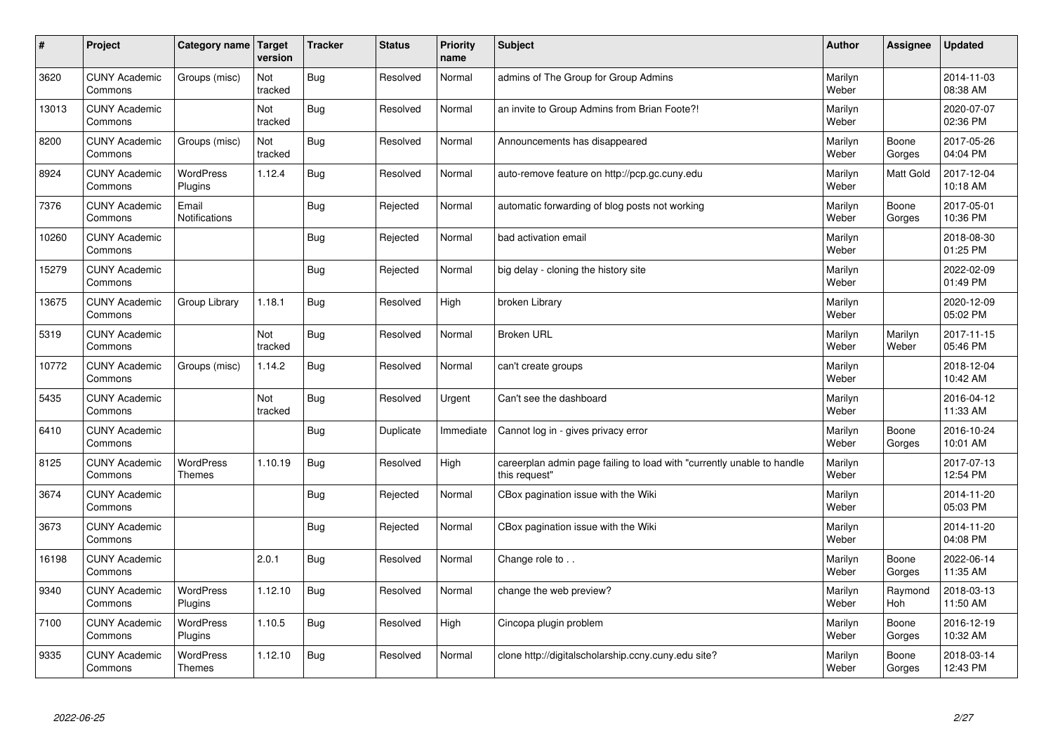| # | Project | Category name | Target version | Tracker | Status | Priority name | Subject | Author | Assignee | Updated |
|---|---|---|---|---|---|---|---|---|---|---|
| 3620 | CUNY Academic Commons | Groups (misc) | Not tracked | Bug | Resolved | Normal | admins of The Group for Group Admins | Marilyn Weber | | 2014-11-03 08:38 AM |
| 13013 | CUNY Academic Commons | | Not tracked | Bug | Resolved | Normal | an invite to Group Admins from Brian Foote?! | Marilyn Weber | | 2020-07-07 02:36 PM |
| 8200 | CUNY Academic Commons | Groups (misc) | Not tracked | Bug | Resolved | Normal | Announcements has disappeared | Marilyn Weber | Boone Gorges | 2017-05-26 04:04 PM |
| 8924 | CUNY Academic Commons | WordPress Plugins | 1.12.4 | Bug | Resolved | Normal | auto-remove feature on http://pcp.gc.cuny.edu | Marilyn Weber | Matt Gold | 2017-12-04 10:18 AM |
| 7376 | CUNY Academic Commons | Email Notifications | | Bug | Rejected | Normal | automatic forwarding of blog posts not working | Marilyn Weber | Boone Gorges | 2017-05-01 10:36 PM |
| 10260 | CUNY Academic Commons | | | Bug | Rejected | Normal | bad activation email | Marilyn Weber | | 2018-08-30 01:25 PM |
| 15279 | CUNY Academic Commons | | | Bug | Rejected | Normal | big delay - cloning the history site | Marilyn Weber | | 2022-02-09 01:49 PM |
| 13675 | CUNY Academic Commons | Group Library | 1.18.1 | Bug | Resolved | High | broken Library | Marilyn Weber | | 2020-12-09 05:02 PM |
| 5319 | CUNY Academic Commons | | Not tracked | Bug | Resolved | Normal | Broken URL | Marilyn Weber | Marilyn Weber | 2017-11-15 05:46 PM |
| 10772 | CUNY Academic Commons | Groups (misc) | 1.14.2 | Bug | Resolved | Normal | can't create groups | Marilyn Weber | | 2018-12-04 10:42 AM |
| 5435 | CUNY Academic Commons | | Not tracked | Bug | Resolved | Urgent | Can't see the dashboard | Marilyn Weber | | 2016-04-12 11:33 AM |
| 6410 | CUNY Academic Commons | | | Bug | Duplicate | Immediate | Cannot log in - gives privacy error | Marilyn Weber | Boone Gorges | 2016-10-24 10:01 AM |
| 8125 | CUNY Academic Commons | WordPress Themes | 1.10.19 | Bug | Resolved | High | careerplan admin page failing to load with "currently unable to handle this request" | Marilyn Weber | | 2017-07-13 12:54 PM |
| 3674 | CUNY Academic Commons | | | Bug | Rejected | Normal | CBox pagination issue with the Wiki | Marilyn Weber | | 2014-11-20 05:03 PM |
| 3673 | CUNY Academic Commons | | | Bug | Rejected | Normal | CBox pagination issue with the Wiki | Marilyn Weber | | 2014-11-20 04:08 PM |
| 16198 | CUNY Academic Commons | | 2.0.1 | Bug | Resolved | Normal | Change role to . . | Marilyn Weber | Boone Gorges | 2022-06-14 11:35 AM |
| 9340 | CUNY Academic Commons | WordPress Plugins | 1.12.10 | Bug | Resolved | Normal | change the web preview? | Marilyn Weber | Raymond Hoh | 2018-03-13 11:50 AM |
| 7100 | CUNY Academic Commons | WordPress Plugins | 1.10.5 | Bug | Resolved | High | Cincopa plugin problem | Marilyn Weber | Boone Gorges | 2016-12-19 10:32 AM |
| 9335 | CUNY Academic Commons | WordPress Themes | 1.12.10 | Bug | Resolved | Normal | clone http://digitalscholarship.ccny.cuny.edu site? | Marilyn Weber | Boone Gorges | 2018-03-14 12:43 PM |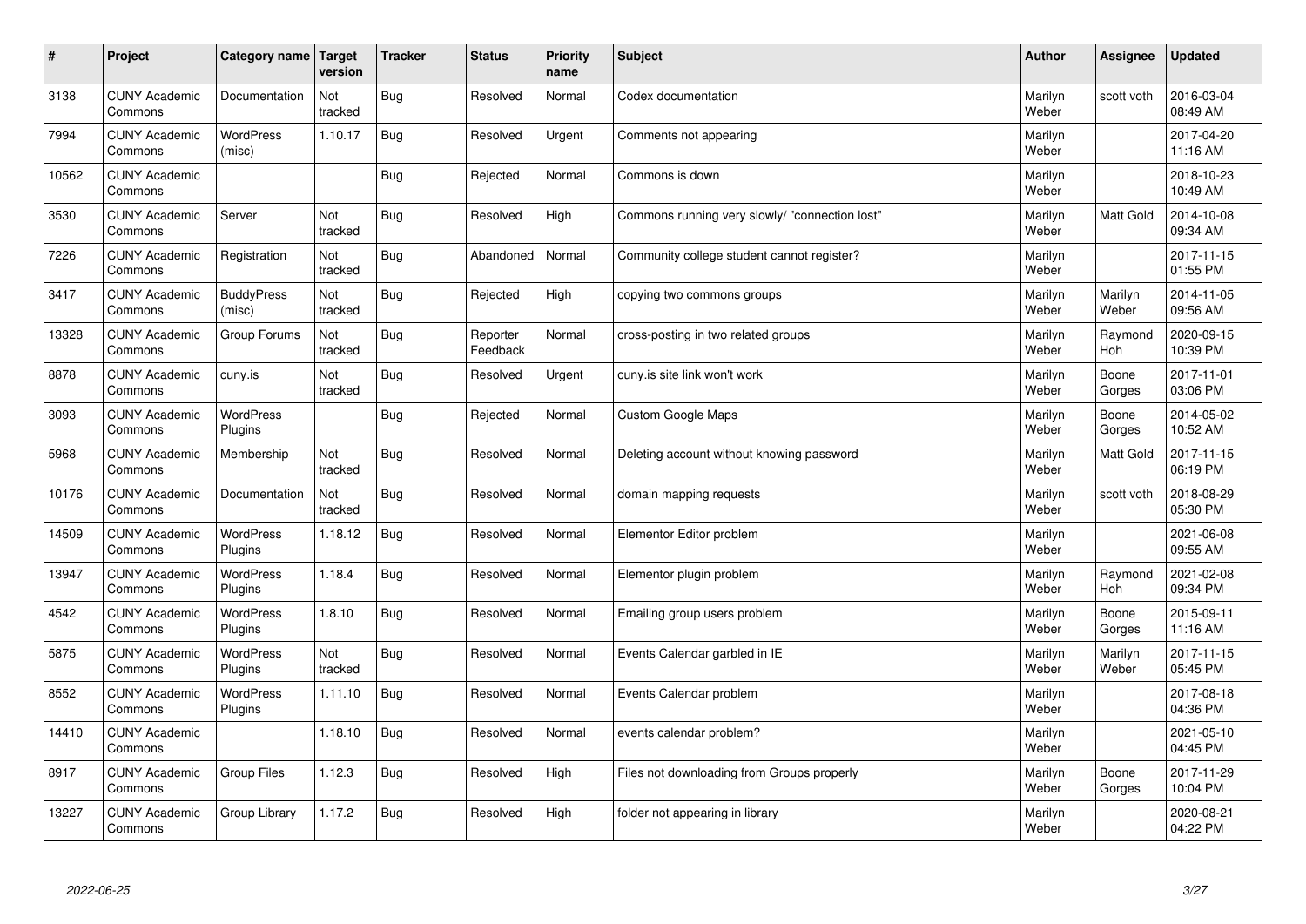| # | Project | Category name | Target version | Tracker | Status | Priority name | Subject | Author | Assignee | Updated |
|---|---|---|---|---|---|---|---|---|---|---|
| 3138 | CUNY Academic Commons | Documentation | Not tracked | Bug | Resolved | Normal | Codex documentation | Marilyn Weber | scott voth | 2016-03-04 08:49 AM |
| 7994 | CUNY Academic Commons | WordPress (misc) | 1.10.17 | Bug | Resolved | Urgent | Comments not appearing | Marilyn Weber | | 2017-04-20 11:16 AM |
| 10562 | CUNY Academic Commons | | | Bug | Rejected | Normal | Commons is down | Marilyn Weber | | 2018-10-23 10:49 AM |
| 3530 | CUNY Academic Commons | Server | Not tracked | Bug | Resolved | High | Commons running very slowly/ "connection lost" | Marilyn Weber | Matt Gold | 2014-10-08 09:34 AM |
| 7226 | CUNY Academic Commons | Registration | Not tracked | Bug | Abandoned | Normal | Community college student cannot register? | Marilyn Weber | | 2017-11-15 01:55 PM |
| 3417 | CUNY Academic Commons | BuddyPress (misc) | Not tracked | Bug | Rejected | High | copying two commons groups | Marilyn Weber | Marilyn Weber | 2014-11-05 09:56 AM |
| 13328 | CUNY Academic Commons | Group Forums | Not tracked | Bug | Reporter Feedback | Normal | cross-posting in two related groups | Marilyn Weber | Raymond Hoh | 2020-09-15 10:39 PM |
| 8878 | CUNY Academic Commons | cuny.is | Not tracked | Bug | Resolved | Urgent | cuny.is site link won't work | Marilyn Weber | Boone Gorges | 2017-11-01 03:06 PM |
| 3093 | CUNY Academic Commons | WordPress Plugins | | Bug | Rejected | Normal | Custom Google Maps | Marilyn Weber | Boone Gorges | 2014-05-02 10:52 AM |
| 5968 | CUNY Academic Commons | Membership | Not tracked | Bug | Resolved | Normal | Deleting account without knowing password | Marilyn Weber | Matt Gold | 2017-11-15 06:19 PM |
| 10176 | CUNY Academic Commons | Documentation | Not tracked | Bug | Resolved | Normal | domain mapping requests | Marilyn Weber | scott voth | 2018-08-29 05:30 PM |
| 14509 | CUNY Academic Commons | WordPress Plugins | 1.18.12 | Bug | Resolved | Normal | Elementor Editor problem | Marilyn Weber | | 2021-06-08 09:55 AM |
| 13947 | CUNY Academic Commons | WordPress Plugins | 1.18.4 | Bug | Resolved | Normal | Elementor plugin problem | Marilyn Weber | Raymond Hoh | 2021-02-08 09:34 PM |
| 4542 | CUNY Academic Commons | WordPress Plugins | 1.8.10 | Bug | Resolved | Normal | Emailing group users problem | Marilyn Weber | Boone Gorges | 2015-09-11 11:16 AM |
| 5875 | CUNY Academic Commons | WordPress Plugins | Not tracked | Bug | Resolved | Normal | Events Calendar garbled in IE | Marilyn Weber | Marilyn Weber | 2017-11-15 05:45 PM |
| 8552 | CUNY Academic Commons | WordPress Plugins | 1.11.10 | Bug | Resolved | Normal | Events Calendar problem | Marilyn Weber | | 2017-08-18 04:36 PM |
| 14410 | CUNY Academic Commons | | 1.18.10 | Bug | Resolved | Normal | events calendar problem? | Marilyn Weber | | 2021-05-10 04:45 PM |
| 8917 | CUNY Academic Commons | Group Files | 1.12.3 | Bug | Resolved | High | Files not downloading from Groups properly | Marilyn Weber | Boone Gorges | 2017-11-29 10:04 PM |
| 13227 | CUNY Academic Commons | Group Library | 1.17.2 | Bug | Resolved | High | folder not appearing in library | Marilyn Weber | | 2020-08-21 04:22 PM |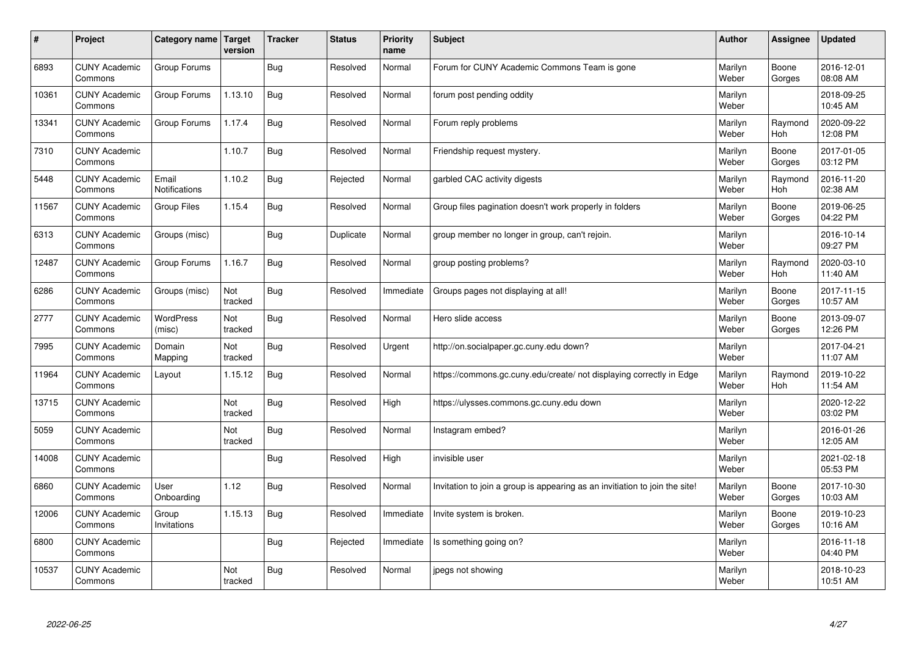| # | Project | Category name | Target version | Tracker | Status | Priority name | Subject | Author | Assignee | Updated |
|---|---|---|---|---|---|---|---|---|---|---|
| 6893 | CUNY Academic Commons | Group Forums | | Bug | Resolved | Normal | Forum for CUNY Academic Commons Team is gone | Marilyn Weber | Boone Gorges | 2016-12-01 08:08 AM |
| 10361 | CUNY Academic Commons | Group Forums | 1.13.10 | Bug | Resolved | Normal | forum post pending oddity | Marilyn Weber | | 2018-09-25 10:45 AM |
| 13341 | CUNY Academic Commons | Group Forums | 1.17.4 | Bug | Resolved | Normal | Forum reply problems | Marilyn Weber | Raymond Hoh | 2020-09-22 12:08 PM |
| 7310 | CUNY Academic Commons | | 1.10.7 | Bug | Resolved | Normal | Friendship request mystery. | Marilyn Weber | Boone Gorges | 2017-01-05 03:12 PM |
| 5448 | CUNY Academic Commons | Email Notifications | 1.10.2 | Bug | Rejected | Normal | garbled CAC activity digests | Marilyn Weber | Raymond Hoh | 2016-11-20 02:38 AM |
| 11567 | CUNY Academic Commons | Group Files | 1.15.4 | Bug | Resolved | Normal | Group files pagination doesn't work properly in folders | Marilyn Weber | Boone Gorges | 2019-06-25 04:22 PM |
| 6313 | CUNY Academic Commons | Groups (misc) | | Bug | Duplicate | Normal | group member no longer in group, can't rejoin. | Marilyn Weber | | 2016-10-14 09:27 PM |
| 12487 | CUNY Academic Commons | Group Forums | 1.16.7 | Bug | Resolved | Normal | group posting problems? | Marilyn Weber | Raymond Hoh | 2020-03-10 11:40 AM |
| 6286 | CUNY Academic Commons | Groups (misc) | Not tracked | Bug | Resolved | Immediate | Groups pages not displaying at all! | Marilyn Weber | Boone Gorges | 2017-11-15 10:57 AM |
| 2777 | CUNY Academic Commons | WordPress (misc) | Not tracked | Bug | Resolved | Normal | Hero slide access | Marilyn Weber | Boone Gorges | 2013-09-07 12:26 PM |
| 7995 | CUNY Academic Commons | Domain Mapping | Not tracked | Bug | Resolved | Urgent | http://on.socialpaper.gc.cuny.edu down? | Marilyn Weber | | 2017-04-21 11:07 AM |
| 11964 | CUNY Academic Commons | Layout | 1.15.12 | Bug | Resolved | Normal | https://commons.gc.cuny.edu/create/ not displaying correctly in Edge | Marilyn Weber | Raymond Hoh | 2019-10-22 11:54 AM |
| 13715 | CUNY Academic Commons | | Not tracked | Bug | Resolved | High | https://ulysses.commons.gc.cuny.edu down | Marilyn Weber | | 2020-12-22 03:02 PM |
| 5059 | CUNY Academic Commons | | Not tracked | Bug | Resolved | Normal | Instagram embed? | Marilyn Weber | | 2016-01-26 12:05 AM |
| 14008 | CUNY Academic Commons | | | Bug | Resolved | High | invisible user | Marilyn Weber | | 2021-02-18 05:53 PM |
| 6860 | CUNY Academic Commons | User Onboarding | 1.12 | Bug | Resolved | Normal | Invitation to join a group is appearing as an invitiation to join the site! | Marilyn Weber | Boone Gorges | 2017-10-30 10:03 AM |
| 12006 | CUNY Academic Commons | Group Invitations | 1.15.13 | Bug | Resolved | Immediate | Invite system is broken. | Marilyn Weber | Boone Gorges | 2019-10-23 10:16 AM |
| 6800 | CUNY Academic Commons | | | Bug | Rejected | Immediate | Is something going on? | Marilyn Weber | | 2016-11-18 04:40 PM |
| 10537 | CUNY Academic Commons | | Not tracked | Bug | Resolved | Normal | jpegs not showing | Marilyn Weber | | 2018-10-23 10:51 AM |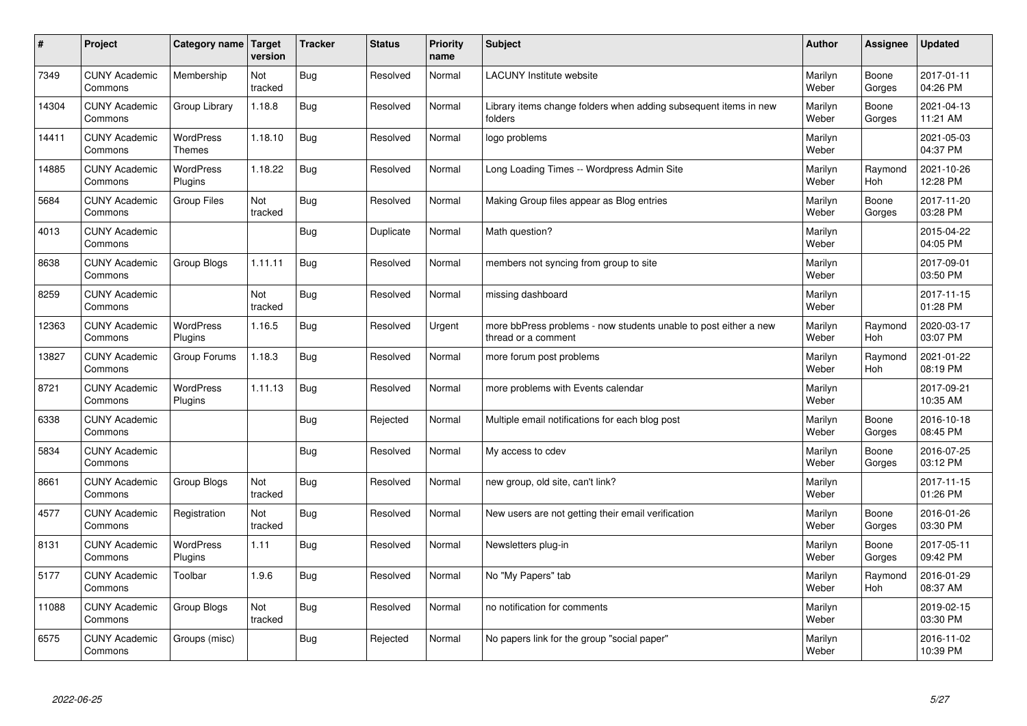| # | Project | Category name | Target version | Tracker | Status | Priority name | Subject | Author | Assignee | Updated |
|---|---|---|---|---|---|---|---|---|---|---|
| 7349 | CUNY Academic Commons | Membership | Not tracked | Bug | Resolved | Normal | LACUNY Institute website | Marilyn Weber | Boone Gorges | 2017-01-11 04:26 PM |
| 14304 | CUNY Academic Commons | Group Library | 1.18.8 | Bug | Resolved | Normal | Library items change folders when adding subsequent items in new folders | Marilyn Weber | Boone Gorges | 2021-04-13 11:21 AM |
| 14411 | CUNY Academic Commons | WordPress Themes | 1.18.10 | Bug | Resolved | Normal | logo problems | Marilyn Weber | | 2021-05-03 04:37 PM |
| 14885 | CUNY Academic Commons | WordPress Plugins | 1.18.22 | Bug | Resolved | Normal | Long Loading Times -- Wordpress Admin Site | Marilyn Weber | Raymond Hoh | 2021-10-26 12:28 PM |
| 5684 | CUNY Academic Commons | Group Files | Not tracked | Bug | Resolved | Normal | Making Group files appear as Blog entries | Marilyn Weber | Boone Gorges | 2017-11-20 03:28 PM |
| 4013 | CUNY Academic Commons | | | Bug | Duplicate | Normal | Math question? | Marilyn Weber | | 2015-04-22 04:05 PM |
| 8638 | CUNY Academic Commons | Group Blogs | 1.11.11 | Bug | Resolved | Normal | members not syncing from group to site | Marilyn Weber | | 2017-09-01 03:50 PM |
| 8259 | CUNY Academic Commons | | Not tracked | Bug | Resolved | Normal | missing dashboard | Marilyn Weber | | 2017-11-15 01:28 PM |
| 12363 | CUNY Academic Commons | WordPress Plugins | 1.16.5 | Bug | Resolved | Urgent | more bbPress problems - now students unable to post either a new thread or a comment | Marilyn Weber | Raymond Hoh | 2020-03-17 03:07 PM |
| 13827 | CUNY Academic Commons | Group Forums | 1.18.3 | Bug | Resolved | Normal | more forum post problems | Marilyn Weber | Raymond Hoh | 2021-01-22 08:19 PM |
| 8721 | CUNY Academic Commons | WordPress Plugins | 1.11.13 | Bug | Resolved | Normal | more problems with Events calendar | Marilyn Weber | | 2017-09-21 10:35 AM |
| 6338 | CUNY Academic Commons | | | Bug | Rejected | Normal | Multiple email notifications for each blog post | Marilyn Weber | Boone Gorges | 2016-10-18 08:45 PM |
| 5834 | CUNY Academic Commons | | | Bug | Resolved | Normal | My access to cdev | Marilyn Weber | Boone Gorges | 2016-07-25 03:12 PM |
| 8661 | CUNY Academic Commons | Group Blogs | Not tracked | Bug | Resolved | Normal | new group, old site, can't link? | Marilyn Weber | | 2017-11-15 01:26 PM |
| 4577 | CUNY Academic Commons | Registration | Not tracked | Bug | Resolved | Normal | New users are not getting their email verification | Marilyn Weber | Boone Gorges | 2016-01-26 03:30 PM |
| 8131 | CUNY Academic Commons | WordPress Plugins | 1.11 | Bug | Resolved | Normal | Newsletters plug-in | Marilyn Weber | Boone Gorges | 2017-05-11 09:42 PM |
| 5177 | CUNY Academic Commons | Toolbar | 1.9.6 | Bug | Resolved | Normal | No "My Papers" tab | Marilyn Weber | Raymond Hoh | 2016-01-29 08:37 AM |
| 11088 | CUNY Academic Commons | Group Blogs | Not tracked | Bug | Resolved | Normal | no notification for comments | Marilyn Weber | | 2019-02-15 03:30 PM |
| 6575 | CUNY Academic Commons | Groups (misc) | | Bug | Rejected | Normal | No papers link for the group "social paper" | Marilyn Weber | | 2016-11-02 10:39 PM |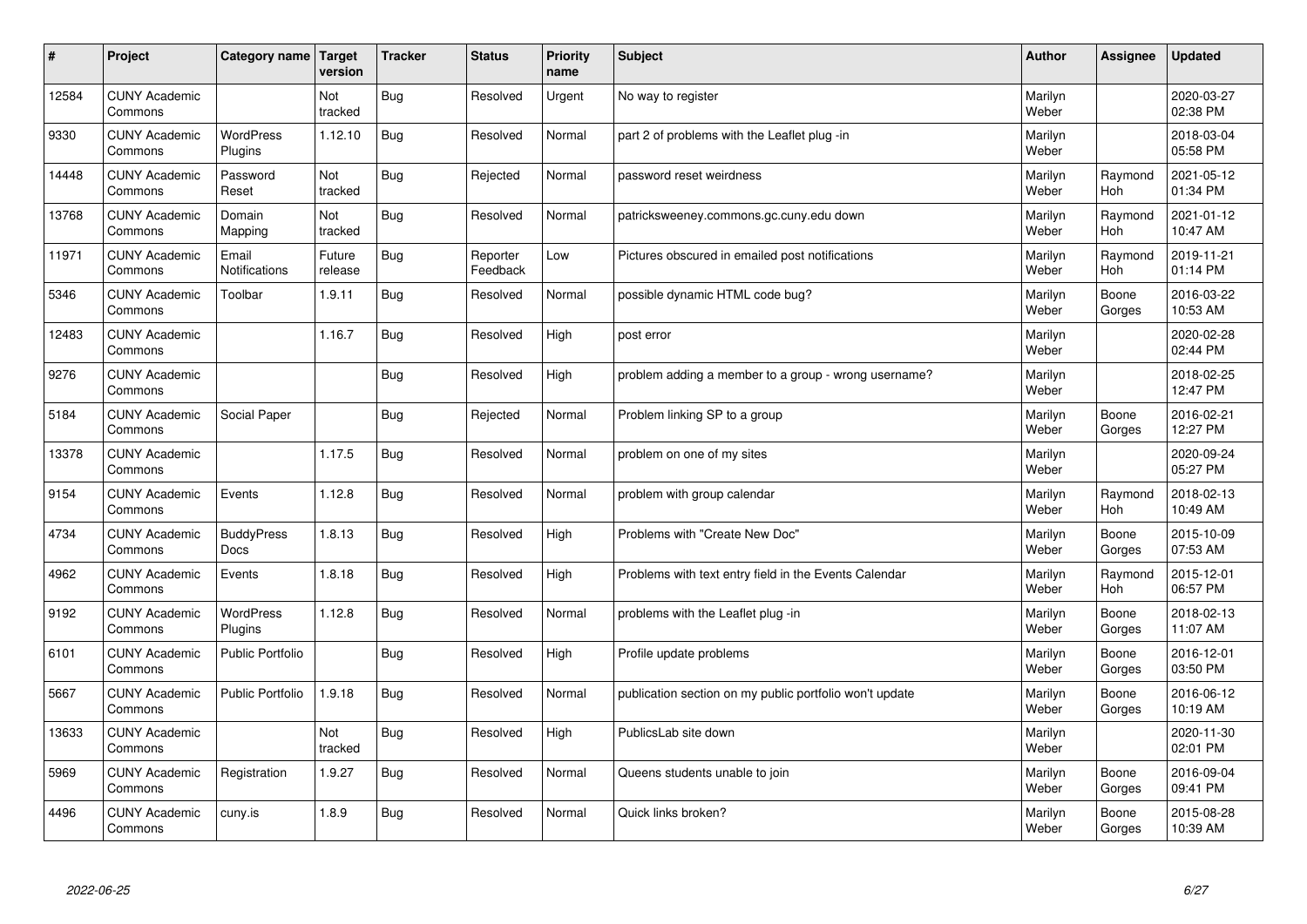| # | Project | Category name | Target version | Tracker | Status | Priority name | Subject | Author | Assignee | Updated |
|---|---|---|---|---|---|---|---|---|---|---|
| 12584 | CUNY Academic Commons | | Not tracked | Bug | Resolved | Urgent | No way to register | Marilyn Weber | | 2020-03-27 02:38 PM |
| 9330 | CUNY Academic Commons | WordPress Plugins | 1.12.10 | Bug | Resolved | Normal | part 2 of problems with the Leaflet plug -in | Marilyn Weber | | 2018-03-04 05:58 PM |
| 14448 | CUNY Academic Commons | Password Reset | Not tracked | Bug | Rejected | Normal | password reset weirdness | Marilyn Weber | Raymond Hoh | 2021-05-12 01:34 PM |
| 13768 | CUNY Academic Commons | Domain Mapping | Not tracked | Bug | Resolved | Normal | patricksweeney.commons.gc.cuny.edu down | Marilyn Weber | Raymond Hoh | 2021-01-12 10:47 AM |
| 11971 | CUNY Academic Commons | Email Notifications | Future release | Bug | Reporter Feedback | Low | Pictures obscured in emailed post notifications | Marilyn Weber | Raymond Hoh | 2019-11-21 01:14 PM |
| 5346 | CUNY Academic Commons | Toolbar | 1.9.11 | Bug | Resolved | Normal | possible dynamic HTML code bug? | Marilyn Weber | Boone Gorges | 2016-03-22 10:53 AM |
| 12483 | CUNY Academic Commons | | 1.16.7 | Bug | Resolved | High | post error | Marilyn Weber | | 2020-02-28 02:44 PM |
| 9276 | CUNY Academic Commons | | | Bug | Resolved | High | problem adding a member to a group - wrong username? | Marilyn Weber | | 2018-02-25 12:47 PM |
| 5184 | CUNY Academic Commons | Social Paper | | Bug | Rejected | Normal | Problem linking SP to a group | Marilyn Weber | Boone Gorges | 2016-02-21 12:27 PM |
| 13378 | CUNY Academic Commons | | 1.17.5 | Bug | Resolved | Normal | problem on one of my sites | Marilyn Weber | | 2020-09-24 05:27 PM |
| 9154 | CUNY Academic Commons | Events | 1.12.8 | Bug | Resolved | Normal | problem with group calendar | Marilyn Weber | Raymond Hoh | 2018-02-13 10:49 AM |
| 4734 | CUNY Academic Commons | BuddyPress Docs | 1.8.13 | Bug | Resolved | High | Problems with "Create New Doc" | Marilyn Weber | Boone Gorges | 2015-10-09 07:53 AM |
| 4962 | CUNY Academic Commons | Events | 1.8.18 | Bug | Resolved | High | Problems with text entry field in the Events Calendar | Marilyn Weber | Raymond Hoh | 2015-12-01 06:57 PM |
| 9192 | CUNY Academic Commons | WordPress Plugins | 1.12.8 | Bug | Resolved | Normal | problems with the Leaflet plug -in | Marilyn Weber | Boone Gorges | 2018-02-13 11:07 AM |
| 6101 | CUNY Academic Commons | Public Portfolio | | Bug | Resolved | High | Profile update problems | Marilyn Weber | Boone Gorges | 2016-12-01 03:50 PM |
| 5667 | CUNY Academic Commons | Public Portfolio | 1.9.18 | Bug | Resolved | Normal | publication section on my public portfolio won't update | Marilyn Weber | Boone Gorges | 2016-06-12 10:19 AM |
| 13633 | CUNY Academic Commons | | Not tracked | Bug | Resolved | High | PublicsLab site down | Marilyn Weber | | 2020-11-30 02:01 PM |
| 5969 | CUNY Academic Commons | Registration | 1.9.27 | Bug | Resolved | Normal | Queens students unable to join | Marilyn Weber | Boone Gorges | 2016-09-04 09:41 PM |
| 4496 | CUNY Academic Commons | cuny.is | 1.8.9 | Bug | Resolved | Normal | Quick links broken? | Marilyn Weber | Boone Gorges | 2015-08-28 10:39 AM |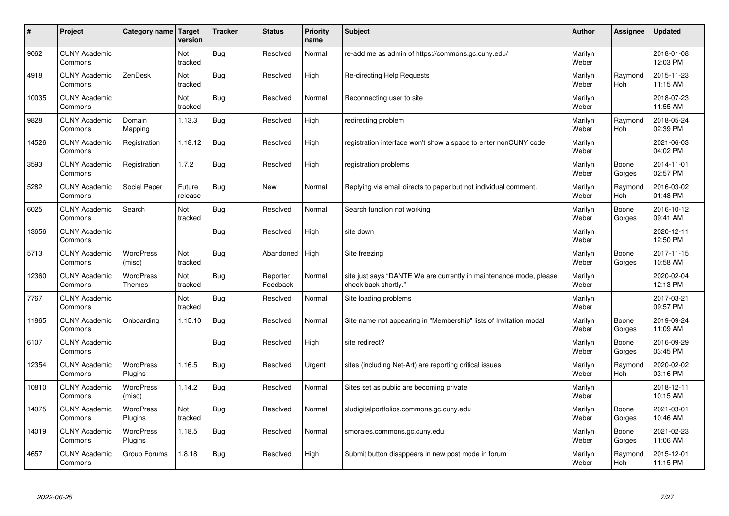| # | Project | Category name | Target version | Tracker | Status | Priority name | Subject | Author | Assignee | Updated |
|---|---|---|---|---|---|---|---|---|---|---|
| 9062 | CUNY Academic Commons | | Not tracked | Bug | Resolved | Normal | re-add me as admin of https://commons.gc.cuny.edu/ | Marilyn Weber | | 2018-01-08 12:03 PM |
| 4918 | CUNY Academic Commons | ZenDesk | Not tracked | Bug | Resolved | High | Re-directing Help Requests | Marilyn Weber | Raymond Hoh | 2015-11-23 11:15 AM |
| 10035 | CUNY Academic Commons | | Not tracked | Bug | Resolved | Normal | Reconnecting user to site | Marilyn Weber | | 2018-07-23 11:55 AM |
| 9828 | CUNY Academic Commons | Domain Mapping | 1.13.3 | Bug | Resolved | High | redirecting problem | Marilyn Weber | Raymond Hoh | 2018-05-24 02:39 PM |
| 14526 | CUNY Academic Commons | Registration | 1.18.12 | Bug | Resolved | High | registration interface won't show a space to enter nonCUNY code | Marilyn Weber | | 2021-06-03 04:02 PM |
| 3593 | CUNY Academic Commons | Registration | 1.7.2 | Bug | Resolved | High | registration problems | Marilyn Weber | Boone Gorges | 2014-11-01 02:57 PM |
| 5282 | CUNY Academic Commons | Social Paper | Future release | Bug | New | Normal | Replying via email directs to paper but not individual comment. | Marilyn Weber | Raymond Hoh | 2016-03-02 01:48 PM |
| 6025 | CUNY Academic Commons | Search | Not tracked | Bug | Resolved | Normal | Search function not working | Marilyn Weber | Boone Gorges | 2016-10-12 09:41 AM |
| 13656 | CUNY Academic Commons | | | Bug | Resolved | High | site down | Marilyn Weber | | 2020-12-11 12:50 PM |
| 5713 | CUNY Academic Commons | WordPress (misc) | Not tracked | Bug | Abandoned | High | Site freezing | Marilyn Weber | Boone Gorges | 2017-11-15 10:58 AM |
| 12360 | CUNY Academic Commons | WordPress Themes | Not tracked | Bug | Reporter Feedback | Normal | site just says "DANTE We are currently in maintenance mode, please check back shortly." | Marilyn Weber | | 2020-02-04 12:13 PM |
| 7767 | CUNY Academic Commons | | Not tracked | Bug | Resolved | Normal | Site loading problems | Marilyn Weber | | 2017-03-21 09:57 PM |
| 11865 | CUNY Academic Commons | Onboarding | 1.15.10 | Bug | Resolved | Normal | Site name not appearing in "Membership" lists of Invitation modal | Marilyn Weber | Boone Gorges | 2019-09-24 11:09 AM |
| 6107 | CUNY Academic Commons | | | Bug | Resolved | High | site redirect? | Marilyn Weber | Boone Gorges | 2016-09-29 03:45 PM |
| 12354 | CUNY Academic Commons | WordPress Plugins | 1.16.5 | Bug | Resolved | Urgent | sites (including Net-Art) are reporting critical issues | Marilyn Weber | Raymond Hoh | 2020-02-02 03:16 PM |
| 10810 | CUNY Academic Commons | WordPress (misc) | 1.14.2 | Bug | Resolved | Normal | Sites set as public are becoming private | Marilyn Weber | | 2018-12-11 10:15 AM |
| 14075 | CUNY Academic Commons | WordPress Plugins | Not tracked | Bug | Resolved | Normal | sludigitalportfolios.commons.gc.cuny.edu | Marilyn Weber | Boone Gorges | 2021-03-01 10:46 AM |
| 14019 | CUNY Academic Commons | WordPress Plugins | 1.18.5 | Bug | Resolved | Normal | smorales.commons.gc.cuny.edu | Marilyn Weber | Boone Gorges | 2021-02-23 11:06 AM |
| 4657 | CUNY Academic Commons | Group Forums | 1.8.18 | Bug | Resolved | High | Submit button disappears in new post mode in forum | Marilyn Weber | Raymond Hoh | 2015-12-01 11:15 PM |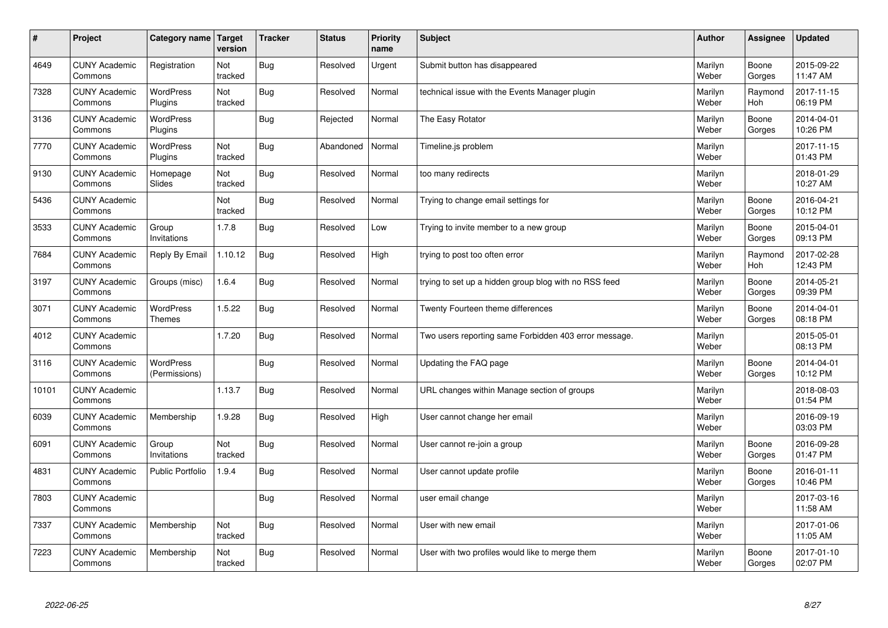| # | Project | Category name | Target version | Tracker | Status | Priority name | Subject | Author | Assignee | Updated |
|---|---|---|---|---|---|---|---|---|---|---|
| 4649 | CUNY Academic Commons | Registration | Not tracked | Bug | Resolved | Urgent | Submit button has disappeared | Marilyn Weber | Boone Gorges | 2015-09-22 11:47 AM |
| 7328 | CUNY Academic Commons | WordPress Plugins | Not tracked | Bug | Resolved | Normal | technical issue with the Events Manager plugin | Marilyn Weber | Raymond Hoh | 2017-11-15 06:19 PM |
| 3136 | CUNY Academic Commons | WordPress Plugins | | Bug | Rejected | Normal | The Easy Rotator | Marilyn Weber | Boone Gorges | 2014-04-01 10:26 PM |
| 7770 | CUNY Academic Commons | WordPress Plugins | Not tracked | Bug | Abandoned | Normal | Timeline.js problem | Marilyn Weber | | 2017-11-15 01:43 PM |
| 9130 | CUNY Academic Commons | Homepage Slides | Not tracked | Bug | Resolved | Normal | too many redirects | Marilyn Weber | | 2018-01-29 10:27 AM |
| 5436 | CUNY Academic Commons | | Not tracked | Bug | Resolved | Normal | Trying to change email settings for | Marilyn Weber | Boone Gorges | 2016-04-21 10:12 PM |
| 3533 | CUNY Academic Commons | Group Invitations | 1.7.8 | Bug | Resolved | Low | Trying to invite member to a new group | Marilyn Weber | Boone Gorges | 2015-04-01 09:13 PM |
| 7684 | CUNY Academic Commons | Reply By Email | 1.10.12 | Bug | Resolved | High | trying to post too often error | Marilyn Weber | Raymond Hoh | 2017-02-28 12:43 PM |
| 3197 | CUNY Academic Commons | Groups (misc) | 1.6.4 | Bug | Resolved | Normal | trying to set up a hidden group blog with no RSS feed | Marilyn Weber | Boone Gorges | 2014-05-21 09:39 PM |
| 3071 | CUNY Academic Commons | WordPress Themes | 1.5.22 | Bug | Resolved | Normal | Twenty Fourteen theme differences | Marilyn Weber | Boone Gorges | 2014-04-01 08:18 PM |
| 4012 | CUNY Academic Commons | | 1.7.20 | Bug | Resolved | Normal | Two users reporting same Forbidden 403 error message. | Marilyn Weber | | 2015-05-01 08:13 PM |
| 3116 | CUNY Academic Commons | WordPress (Permissions) | | Bug | Resolved | Normal | Updating the FAQ page | Marilyn Weber | Boone Gorges | 2014-04-01 10:12 PM |
| 10101 | CUNY Academic Commons | | 1.13.7 | Bug | Resolved | Normal | URL changes within Manage section of groups | Marilyn Weber | | 2018-08-03 01:54 PM |
| 6039 | CUNY Academic Commons | Membership | 1.9.28 | Bug | Resolved | High | User cannot change her email | Marilyn Weber | | 2016-09-19 03:03 PM |
| 6091 | CUNY Academic Commons | Group Invitations | Not tracked | Bug | Resolved | Normal | User cannot re-join a group | Marilyn Weber | Boone Gorges | 2016-09-28 01:47 PM |
| 4831 | CUNY Academic Commons | Public Portfolio | 1.9.4 | Bug | Resolved | Normal | User cannot update profile | Marilyn Weber | Boone Gorges | 2016-01-11 10:46 PM |
| 7803 | CUNY Academic Commons | | | Bug | Resolved | Normal | user email change | Marilyn Weber | | 2017-03-16 11:58 AM |
| 7337 | CUNY Academic Commons | Membership | Not tracked | Bug | Resolved | Normal | User with new email | Marilyn Weber | | 2017-01-06 11:05 AM |
| 7223 | CUNY Academic Commons | Membership | Not tracked | Bug | Resolved | Normal | User with two profiles would like to merge them | Marilyn Weber | Boone Gorges | 2017-01-10 02:07 PM |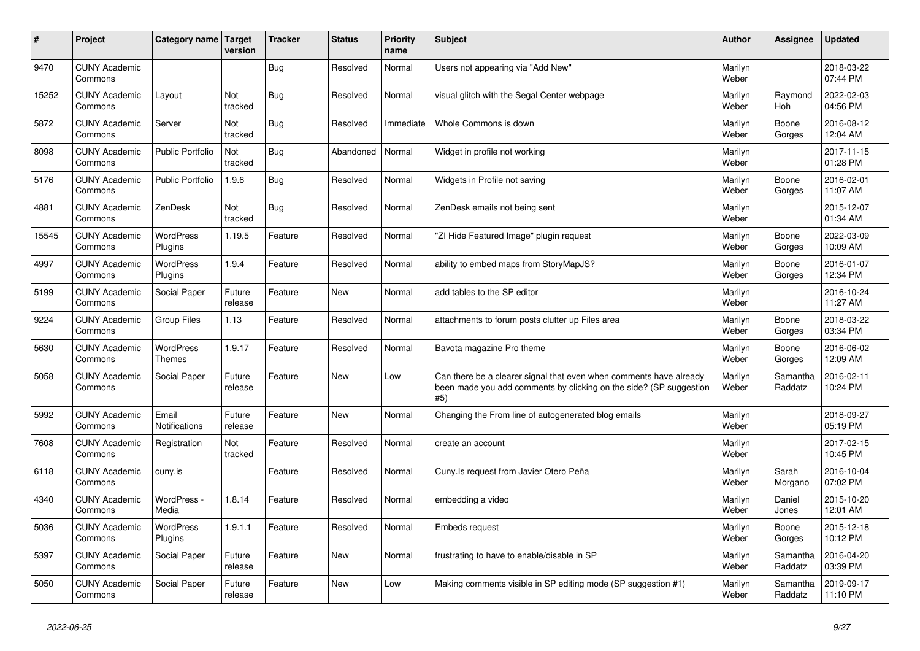| # | Project | Category name | Target version | Tracker | Status | Priority name | Subject | Author | Assignee | Updated |
|---|---|---|---|---|---|---|---|---|---|---|
| 9470 | CUNY Academic Commons | | | Bug | Resolved | Normal | Users not appearing via "Add New" | Marilyn Weber | | 2018-03-22 07:44 PM |
| 15252 | CUNY Academic Commons | Layout | Not tracked | Bug | Resolved | Normal | visual glitch with the Segal Center webpage | Marilyn Weber | Raymond Hoh | 2022-02-03 04:56 PM |
| 5872 | CUNY Academic Commons | Server | Not tracked | Bug | Resolved | Immediate | Whole Commons is down | Marilyn Weber | Boone Gorges | 2016-08-12 12:04 AM |
| 8098 | CUNY Academic Commons | Public Portfolio | Not tracked | Bug | Abandoned | Normal | Widget in profile not working | Marilyn Weber | | 2017-11-15 01:28 PM |
| 5176 | CUNY Academic Commons | Public Portfolio | 1.9.6 | Bug | Resolved | Normal | Widgets in Profile not saving | Marilyn Weber | Boone Gorges | 2016-02-01 11:07 AM |
| 4881 | CUNY Academic Commons | ZenDesk | Not tracked | Bug | Resolved | Normal | ZenDesk emails not being sent | Marilyn Weber | | 2015-12-07 01:34 AM |
| 15545 | CUNY Academic Commons | WordPress Plugins | 1.19.5 | Feature | Resolved | Normal | "ZI Hide Featured Image" plugin request | Marilyn Weber | Boone Gorges | 2022-03-09 10:09 AM |
| 4997 | CUNY Academic Commons | WordPress Plugins | 1.9.4 | Feature | Resolved | Normal | ability to embed maps from StoryMapJS? | Marilyn Weber | Boone Gorges | 2016-01-07 12:34 PM |
| 5199 | CUNY Academic Commons | Social Paper | Future release | Feature | New | Normal | add tables to the SP editor | Marilyn Weber | | 2016-10-24 11:27 AM |
| 9224 | CUNY Academic Commons | Group Files | 1.13 | Feature | Resolved | Normal | attachments to forum posts clutter up Files area | Marilyn Weber | Boone Gorges | 2018-03-22 03:34 PM |
| 5630 | CUNY Academic Commons | WordPress Themes | 1.9.17 | Feature | Resolved | Normal | Bavota magazine Pro theme | Marilyn Weber | Boone Gorges | 2016-06-02 12:09 AM |
| 5058 | CUNY Academic Commons | Social Paper | Future release | Feature | New | Low | Can there be a clearer signal that even when comments have already been made you add comments by clicking on the side? (SP suggestion #5) | Marilyn Weber | Samantha Raddatz | 2016-02-11 10:24 PM |
| 5992 | CUNY Academic Commons | Email Notifications | Future release | Feature | New | Normal | Changing the From line of autogenerated blog emails | Marilyn Weber | | 2018-09-27 05:19 PM |
| 7608 | CUNY Academic Commons | Registration | Not tracked | Feature | Resolved | Normal | create an account | Marilyn Weber | | 2017-02-15 10:45 PM |
| 6118 | CUNY Academic Commons | cuny.is | | Feature | Resolved | Normal | Cuny.Is request from Javier Otero Peña | Marilyn Weber | Sarah Morgano | 2016-10-04 07:02 PM |
| 4340 | CUNY Academic Commons | WordPress - Media | 1.8.14 | Feature | Resolved | Normal | embedding a video | Marilyn Weber | Daniel Jones | 2015-10-20 12:01 AM |
| 5036 | CUNY Academic Commons | WordPress Plugins | 1.9.1.1 | Feature | Resolved | Normal | Embeds request | Marilyn Weber | Boone Gorges | 2015-12-18 10:12 PM |
| 5397 | CUNY Academic Commons | Social Paper | Future release | Feature | New | Normal | frustrating to have to enable/disable in SP | Marilyn Weber | Samantha Raddatz | 2016-04-20 03:39 PM |
| 5050 | CUNY Academic Commons | Social Paper | Future release | Feature | New | Low | Making comments visible in SP editing mode (SP suggestion #1) | Marilyn Weber | Samantha Raddatz | 2019-09-17 11:10 PM |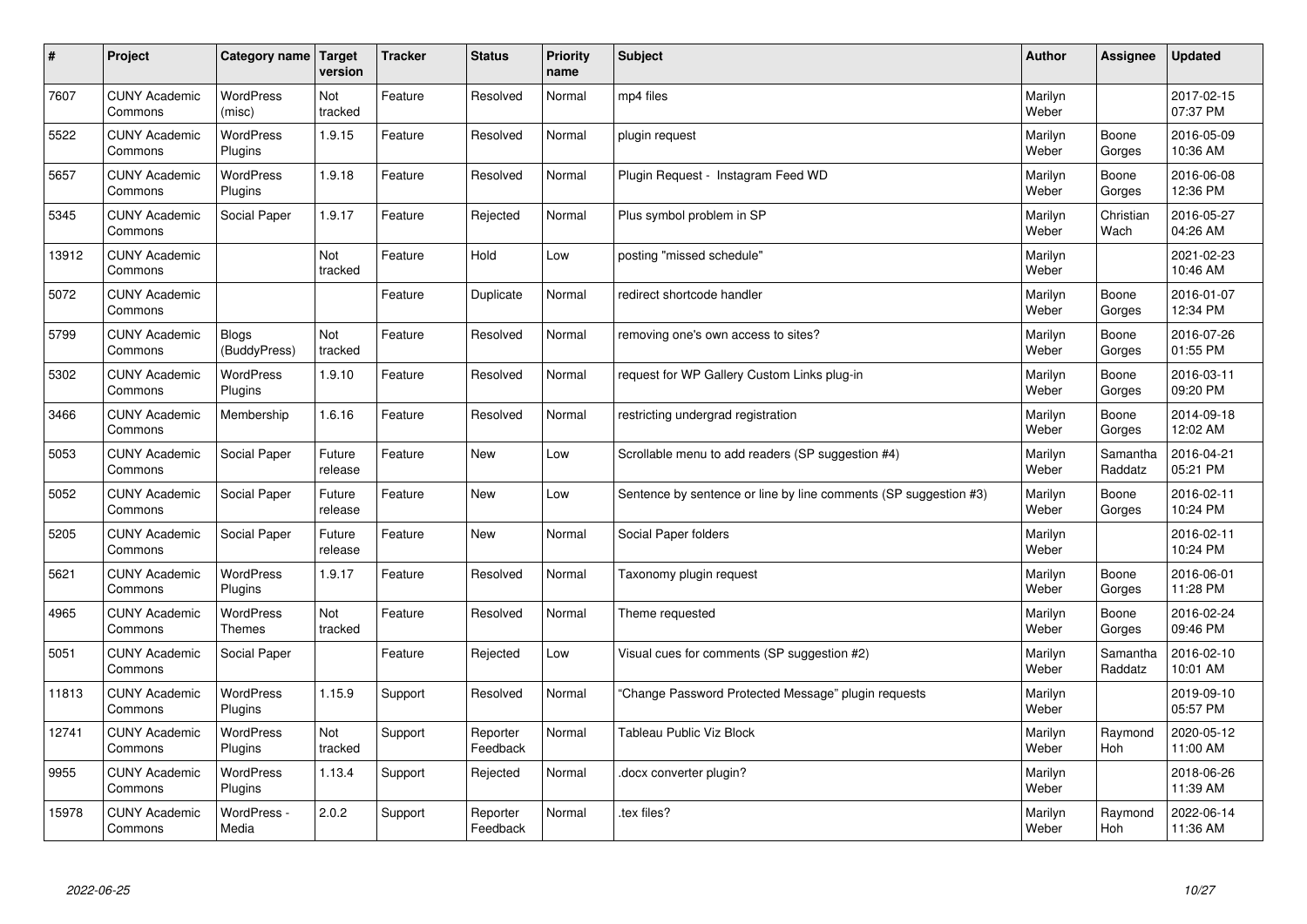| # | Project | Category name | Target version | Tracker | Status | Priority name | Subject | Author | Assignee | Updated |
|---|---|---|---|---|---|---|---|---|---|---|
| 7607 | CUNY Academic Commons | WordPress (misc) | Not tracked | Feature | Resolved | Normal | mp4 files | Marilyn Weber | | 2017-02-15 07:37 PM |
| 5522 | CUNY Academic Commons | WordPress Plugins | 1.9.15 | Feature | Resolved | Normal | plugin request | Marilyn Weber | Boone Gorges | 2016-05-09 10:36 AM |
| 5657 | CUNY Academic Commons | WordPress Plugins | 1.9.18 | Feature | Resolved | Normal | Plugin Request - Instagram Feed WD | Marilyn Weber | Boone Gorges | 2016-06-08 12:36 PM |
| 5345 | CUNY Academic Commons | Social Paper | 1.9.17 | Feature | Rejected | Normal | Plus symbol problem in SP | Marilyn Weber | Christian Wach | 2016-05-27 04:26 AM |
| 13912 | CUNY Academic Commons | | Not tracked | Feature | Hold | Low | posting "missed schedule" | Marilyn Weber | | 2021-02-23 10:46 AM |
| 5072 | CUNY Academic Commons | | | Feature | Duplicate | Normal | redirect shortcode handler | Marilyn Weber | Boone Gorges | 2016-01-07 12:34 PM |
| 5799 | CUNY Academic Commons | Blogs (BuddyPress) | Not tracked | Feature | Resolved | Normal | removing one's own access to sites? | Marilyn Weber | Boone Gorges | 2016-07-26 01:55 PM |
| 5302 | CUNY Academic Commons | WordPress Plugins | 1.9.10 | Feature | Resolved | Normal | request for WP Gallery Custom Links plug-in | Marilyn Weber | Boone Gorges | 2016-03-11 09:20 PM |
| 3466 | CUNY Academic Commons | Membership | 1.6.16 | Feature | Resolved | Normal | restricting undergrad registration | Marilyn Weber | Boone Gorges | 2014-09-18 12:02 AM |
| 5053 | CUNY Academic Commons | Social Paper | Future release | Feature | New | Low | Scrollable menu to add readers (SP suggestion #4) | Marilyn Weber | Samantha Raddatz | 2016-04-21 05:21 PM |
| 5052 | CUNY Academic Commons | Social Paper | Future release | Feature | New | Low | Sentence by sentence or line by line comments (SP suggestion #3) | Marilyn Weber | Boone Gorges | 2016-02-11 10:24 PM |
| 5205 | CUNY Academic Commons | Social Paper | Future release | Feature | New | Normal | Social Paper folders | Marilyn Weber | | 2016-02-11 10:24 PM |
| 5621 | CUNY Academic Commons | WordPress Plugins | 1.9.17 | Feature | Resolved | Normal | Taxonomy plugin request | Marilyn Weber | Boone Gorges | 2016-06-01 11:28 PM |
| 4965 | CUNY Academic Commons | WordPress Themes | Not tracked | Feature | Resolved | Normal | Theme requested | Marilyn Weber | Boone Gorges | 2016-02-24 09:46 PM |
| 5051 | CUNY Academic Commons | Social Paper | | Feature | Rejected | Low | Visual cues for comments (SP suggestion #2) | Marilyn Weber | Samantha Raddatz | 2016-02-10 10:01 AM |
| 11813 | CUNY Academic Commons | WordPress Plugins | 1.15.9 | Support | Resolved | Normal | "Change Password Protected Message" plugin requests | Marilyn Weber | | 2019-09-10 05:57 PM |
| 12741 | CUNY Academic Commons | WordPress Plugins | Not tracked | Support | Reporter Feedback | Normal | Tableau Public Viz Block | Marilyn Weber | Raymond Hoh | 2020-05-12 11:00 AM |
| 9955 | CUNY Academic Commons | WordPress Plugins | 1.13.4 | Support | Rejected | Normal | .docx converter plugin? | Marilyn Weber | | 2018-06-26 11:39 AM |
| 15978 | CUNY Academic Commons | WordPress - Media | 2.0.2 | Support | Reporter Feedback | Normal | .tex files? | Marilyn Weber | Raymond Hoh | 2022-06-14 11:36 AM |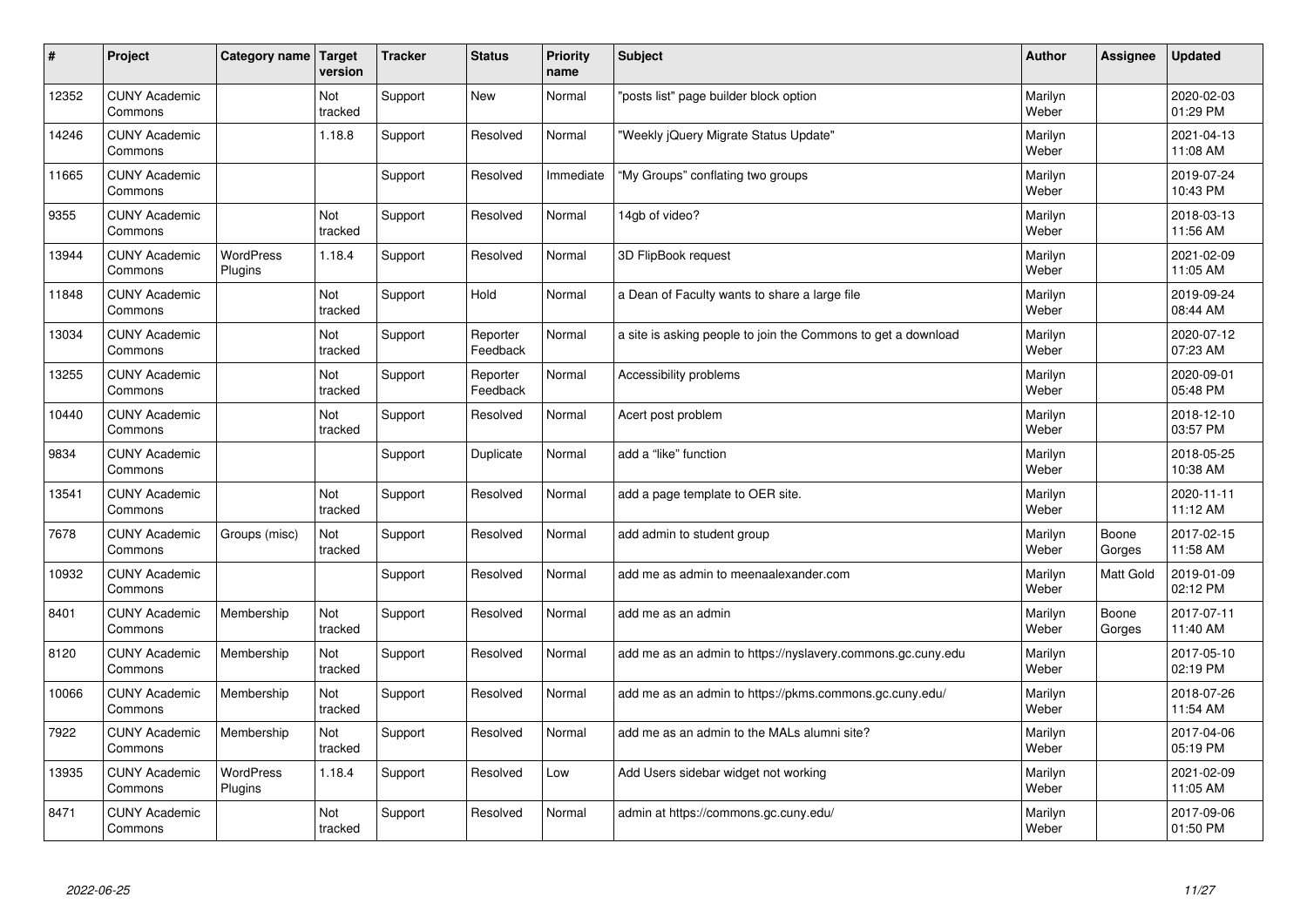| # | Project | Category name | Target version | Tracker | Status | Priority name | Subject | Author | Assignee | Updated |
|---|---|---|---|---|---|---|---|---|---|---|
| 12352 | CUNY Academic Commons | | Not tracked | Support | New | Normal | "posts list" page builder block option | Marilyn Weber | | 2020-02-03 01:29 PM |
| 14246 | CUNY Academic Commons | | 1.18.8 | Support | Resolved | Normal | "Weekly jQuery Migrate Status Update" | Marilyn Weber | | 2021-04-13 11:08 AM |
| 11665 | CUNY Academic Commons | | | Support | Resolved | Immediate | "My Groups" conflating two groups | Marilyn Weber | | 2019-07-24 10:43 PM |
| 9355 | CUNY Academic Commons | | Not tracked | Support | Resolved | Normal | 14gb of video? | Marilyn Weber | | 2018-03-13 11:56 AM |
| 13944 | CUNY Academic Commons | WordPress Plugins | 1.18.4 | Support | Resolved | Normal | 3D FlipBook request | Marilyn Weber | | 2021-02-09 11:05 AM |
| 11848 | CUNY Academic Commons | | Not tracked | Support | Hold | Normal | a Dean of Faculty wants to share a large file | Marilyn Weber | | 2019-09-24 08:44 AM |
| 13034 | CUNY Academic Commons | | Not tracked | Support | Reporter Feedback | Normal | a site is asking people to join the Commons to get a download | Marilyn Weber | | 2020-07-12 07:23 AM |
| 13255 | CUNY Academic Commons | | Not tracked | Support | Reporter Feedback | Normal | Accessibility problems | Marilyn Weber | | 2020-09-01 05:48 PM |
| 10440 | CUNY Academic Commons | | Not tracked | Support | Resolved | Normal | Acert post problem | Marilyn Weber | | 2018-12-10 03:57 PM |
| 9834 | CUNY Academic Commons | | | Support | Duplicate | Normal | add a "like" function | Marilyn Weber | | 2018-05-25 10:38 AM |
| 13541 | CUNY Academic Commons | | Not tracked | Support | Resolved | Normal | add a page template to OER site. | Marilyn Weber | | 2020-11-11 11:12 AM |
| 7678 | CUNY Academic Commons | Groups (misc) | Not tracked | Support | Resolved | Normal | add admin to student group | Marilyn Weber | Boone Gorges | 2017-02-15 11:58 AM |
| 10932 | CUNY Academic Commons | | | Support | Resolved | Normal | add me as admin to meenaalexander.com | Marilyn Weber | Matt Gold | 2019-01-09 02:12 PM |
| 8401 | CUNY Academic Commons | Membership | Not tracked | Support | Resolved | Normal | add me as an admin | Marilyn Weber | Boone Gorges | 2017-07-11 11:40 AM |
| 8120 | CUNY Academic Commons | Membership | Not tracked | Support | Resolved | Normal | add me as an admin to https://nyslavery.commons.gc.cuny.edu | Marilyn Weber | | 2017-05-10 02:19 PM |
| 10066 | CUNY Academic Commons | Membership | Not tracked | Support | Resolved | Normal | add me as an admin to https://pkms.commons.gc.cuny.edu/ | Marilyn Weber | | 2018-07-26 11:54 AM |
| 7922 | CUNY Academic Commons | Membership | Not tracked | Support | Resolved | Normal | add me as an admin to the MALs alumni site? | Marilyn Weber | | 2017-04-06 05:19 PM |
| 13935 | CUNY Academic Commons | WordPress Plugins | 1.18.4 | Support | Resolved | Low | Add Users sidebar widget not working | Marilyn Weber | | 2021-02-09 11:05 AM |
| 8471 | CUNY Academic Commons | | Not tracked | Support | Resolved | Normal | admin at https://commons.gc.cuny.edu/ | Marilyn Weber | | 2017-09-06 01:50 PM |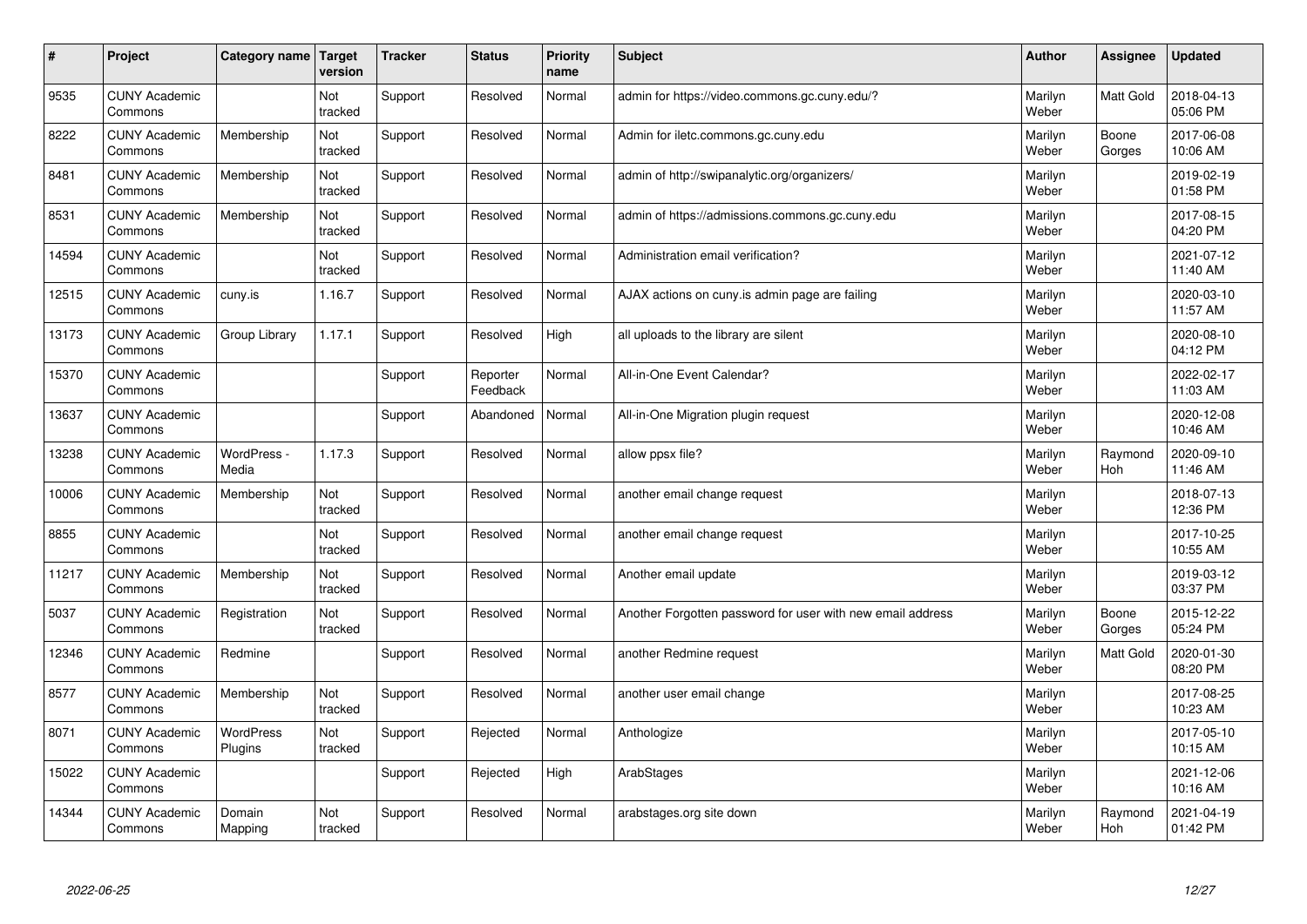| # | Project | Category name | Target version | Tracker | Status | Priority name | Subject | Author | Assignee | Updated |
|---|---|---|---|---|---|---|---|---|---|---|
| 9535 | CUNY Academic Commons | | Not tracked | Support | Resolved | Normal | admin for https://video.commons.gc.cuny.edu/? | Marilyn Weber | Matt Gold | 2018-04-13 05:06 PM |
| 8222 | CUNY Academic Commons | Membership | Not tracked | Support | Resolved | Normal | Admin for iletc.commons.gc.cuny.edu | Marilyn Weber | Boone Gorges | 2017-06-08 10:06 AM |
| 8481 | CUNY Academic Commons | Membership | Not tracked | Support | Resolved | Normal | admin of http://swipanalytic.org/organizers/ | Marilyn Weber | | 2019-02-19 01:58 PM |
| 8531 | CUNY Academic Commons | Membership | Not tracked | Support | Resolved | Normal | admin of https://admissions.commons.gc.cuny.edu | Marilyn Weber | | 2017-08-15 04:20 PM |
| 14594 | CUNY Academic Commons | | Not tracked | Support | Resolved | Normal | Administration email verification? | Marilyn Weber | | 2021-07-12 11:40 AM |
| 12515 | CUNY Academic Commons | cuny.is | 1.16.7 | Support | Resolved | Normal | AJAX actions on cuny.is admin page are failing | Marilyn Weber | | 2020-03-10 11:57 AM |
| 13173 | CUNY Academic Commons | Group Library | 1.17.1 | Support | Resolved | High | all uploads to the library are silent | Marilyn Weber | | 2020-08-10 04:12 PM |
| 15370 | CUNY Academic Commons | | | Support | Reporter Feedback | Normal | All-in-One Event Calendar? | Marilyn Weber | | 2022-02-17 11:03 AM |
| 13637 | CUNY Academic Commons | | | Support | Abandoned | Normal | All-in-One Migration plugin request | Marilyn Weber | | 2020-12-08 10:46 AM |
| 13238 | CUNY Academic Commons | WordPress - Media | 1.17.3 | Support | Resolved | Normal | allow ppsx file? | Marilyn Weber | Raymond Hoh | 2020-09-10 11:46 AM |
| 10006 | CUNY Academic Commons | Membership | Not tracked | Support | Resolved | Normal | another email change request | Marilyn Weber | | 2018-07-13 12:36 PM |
| 8855 | CUNY Academic Commons | | Not tracked | Support | Resolved | Normal | another email change request | Marilyn Weber | | 2017-10-25 10:55 AM |
| 11217 | CUNY Academic Commons | Membership | Not tracked | Support | Resolved | Normal | Another email update | Marilyn Weber | | 2019-03-12 03:37 PM |
| 5037 | CUNY Academic Commons | Registration | Not tracked | Support | Resolved | Normal | Another Forgotten password for user with new email address | Marilyn Weber | Boone Gorges | 2015-12-22 05:24 PM |
| 12346 | CUNY Academic Commons | Redmine | | Support | Resolved | Normal | another Redmine request | Marilyn Weber | Matt Gold | 2020-01-30 08:20 PM |
| 8577 | CUNY Academic Commons | Membership | Not tracked | Support | Resolved | Normal | another user email change | Marilyn Weber | | 2017-08-25 10:23 AM |
| 8071 | CUNY Academic Commons | WordPress Plugins | Not tracked | Support | Rejected | Normal | Anthologize | Marilyn Weber | | 2017-05-10 10:15 AM |
| 15022 | CUNY Academic Commons | | | Support | Rejected | High | ArabStages | Marilyn Weber | | 2021-12-06 10:16 AM |
| 14344 | CUNY Academic Commons | Domain Mapping | Not tracked | Support | Resolved | Normal | arabstages.org site down | Marilyn Weber | Raymond Hoh | 2021-04-19 01:42 PM |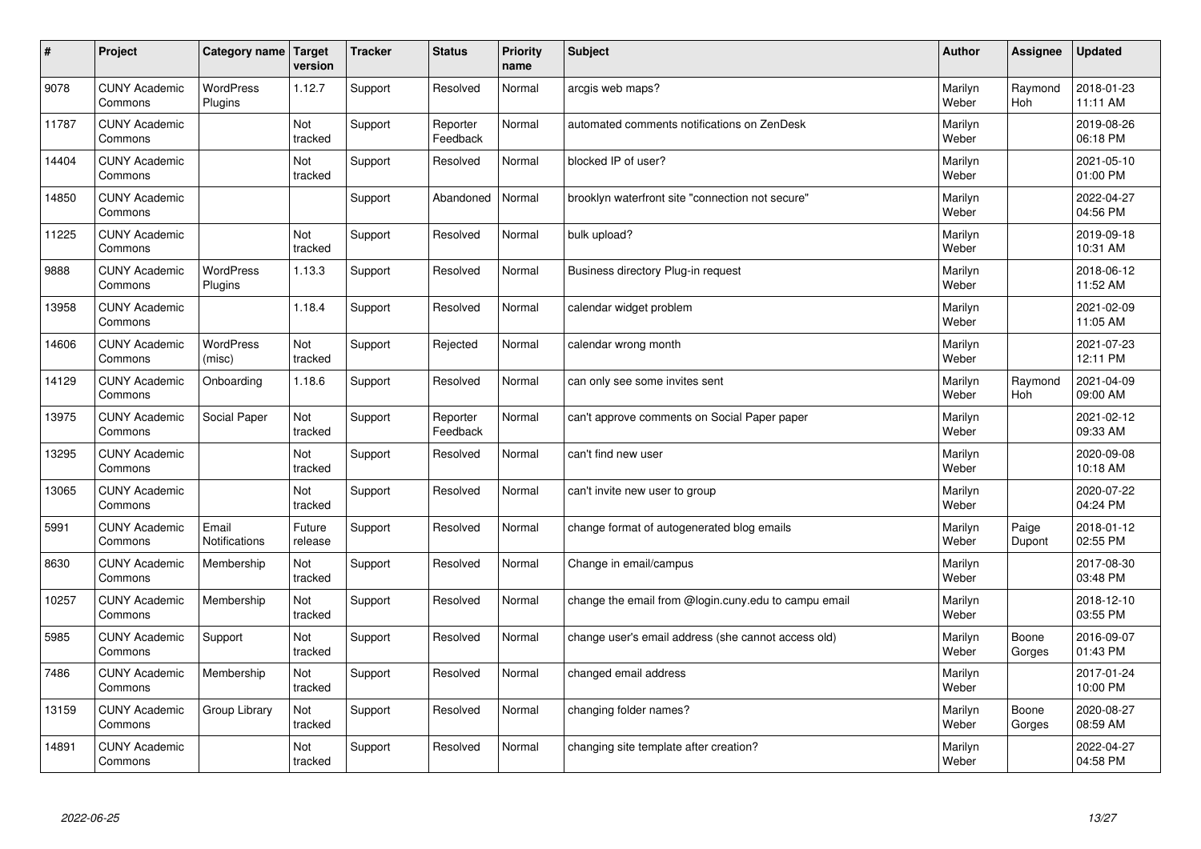| # | Project | Category name | Target version | Tracker | Status | Priority name | Subject | Author | Assignee | Updated |
|---|---|---|---|---|---|---|---|---|---|---|
| 9078 | CUNY Academic Commons | WordPress Plugins | 1.12.7 | Support | Resolved | Normal | arcgis web maps? | Marilyn Weber | Raymond Hoh | 2018-01-23 11:11 AM |
| 11787 | CUNY Academic Commons | | Not tracked | Support | Reporter Feedback | Normal | automated comments notifications on ZenDesk | Marilyn Weber | | 2019-08-26 06:18 PM |
| 14404 | CUNY Academic Commons | | Not tracked | Support | Resolved | Normal | blocked IP of user? | Marilyn Weber | | 2021-05-10 01:00 PM |
| 14850 | CUNY Academic Commons | | | Support | Abandoned | Normal | brooklyn waterfront site "connection not secure" | Marilyn Weber | | 2022-04-27 04:56 PM |
| 11225 | CUNY Academic Commons | | Not tracked | Support | Resolved | Normal | bulk upload? | Marilyn Weber | | 2019-09-18 10:31 AM |
| 9888 | CUNY Academic Commons | WordPress Plugins | 1.13.3 | Support | Resolved | Normal | Business directory Plug-in request | Marilyn Weber | | 2018-06-12 11:52 AM |
| 13958 | CUNY Academic Commons | | 1.18.4 | Support | Resolved | Normal | calendar widget problem | Marilyn Weber | | 2021-02-09 11:05 AM |
| 14606 | CUNY Academic Commons | WordPress (misc) | Not tracked | Support | Rejected | Normal | calendar wrong month | Marilyn Weber | | 2021-07-23 12:11 PM |
| 14129 | CUNY Academic Commons | Onboarding | 1.18.6 | Support | Resolved | Normal | can only see some invites sent | Marilyn Weber | Raymond Hoh | 2021-04-09 09:00 AM |
| 13975 | CUNY Academic Commons | Social Paper | Not tracked | Support | Reporter Feedback | Normal | can't approve comments on Social Paper paper | Marilyn Weber | | 2021-02-12 09:33 AM |
| 13295 | CUNY Academic Commons | | Not tracked | Support | Resolved | Normal | can't find new user | Marilyn Weber | | 2020-09-08 10:18 AM |
| 13065 | CUNY Academic Commons | | Not tracked | Support | Resolved | Normal | can't invite new user to group | Marilyn Weber | | 2020-07-22 04:24 PM |
| 5991 | CUNY Academic Commons | Email Notifications | Future release | Support | Resolved | Normal | change format of autogenerated blog emails | Marilyn Weber | Paige Dupont | 2018-01-12 02:55 PM |
| 8630 | CUNY Academic Commons | Membership | Not tracked | Support | Resolved | Normal | Change in email/campus | Marilyn Weber | | 2017-08-30 03:48 PM |
| 10257 | CUNY Academic Commons | Membership | Not tracked | Support | Resolved | Normal | change the email from @login.cuny.edu to campu email | Marilyn Weber | | 2018-12-10 03:55 PM |
| 5985 | CUNY Academic Commons | Support | Not tracked | Support | Resolved | Normal | change user's email address (she cannot access old) | Marilyn Weber | Boone Gorges | 2016-09-07 01:43 PM |
| 7486 | CUNY Academic Commons | Membership | Not tracked | Support | Resolved | Normal | changed email address | Marilyn Weber | | 2017-01-24 10:00 PM |
| 13159 | CUNY Academic Commons | Group Library | Not tracked | Support | Resolved | Normal | changing folder names? | Marilyn Weber | Boone Gorges | 2020-08-27 08:59 AM |
| 14891 | CUNY Academic Commons | | Not tracked | Support | Resolved | Normal | changing site template after creation? | Marilyn Weber | | 2022-04-27 04:58 PM |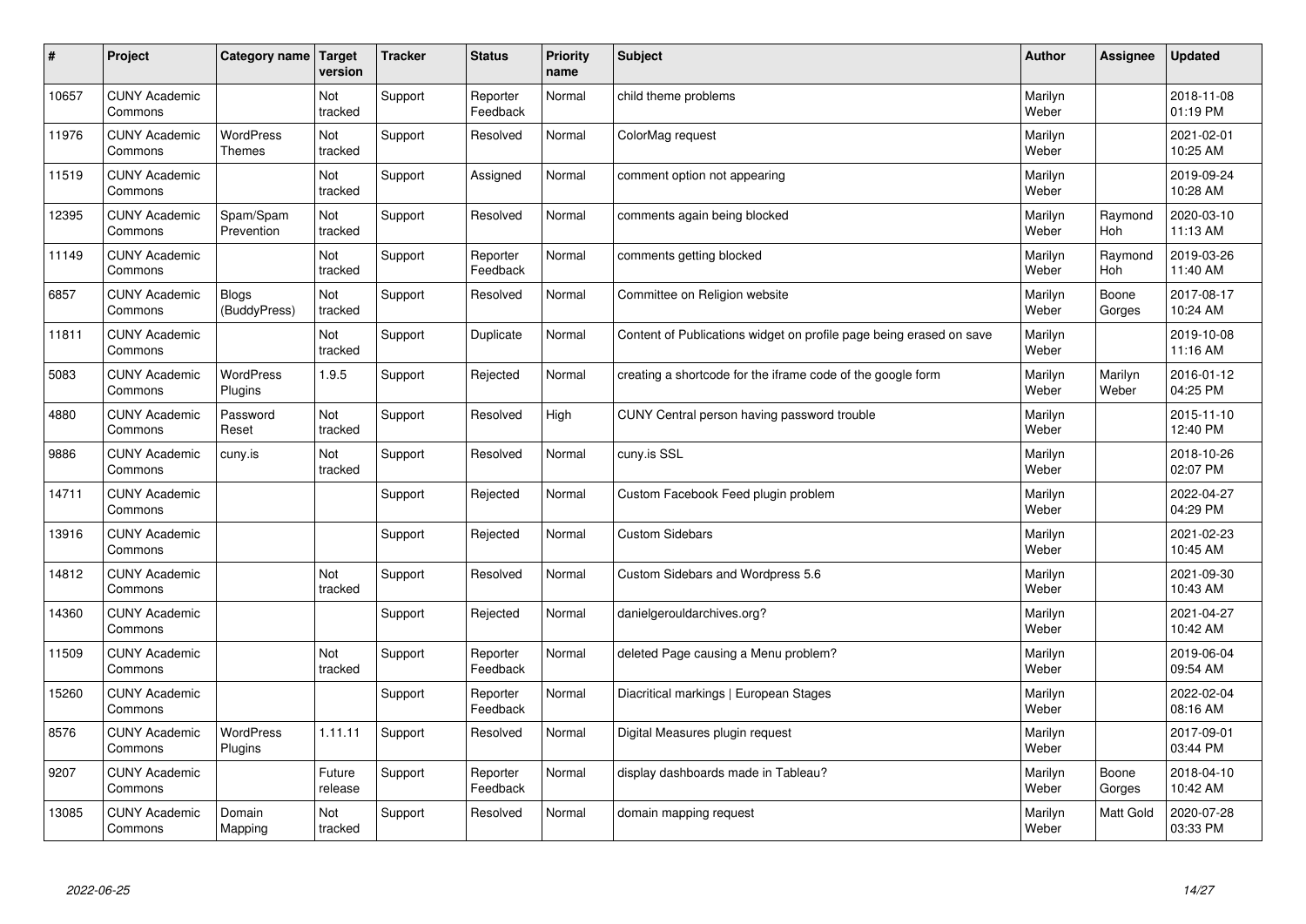| # | Project | Category name | Target version | Tracker | Status | Priority name | Subject | Author | Assignee | Updated |
|---|---|---|---|---|---|---|---|---|---|---|
| 10657 | CUNY Academic Commons | | Not tracked | Support | Reporter Feedback | Normal | child theme problems | Marilyn Weber | | 2018-11-08 01:19 PM |
| 11976 | CUNY Academic Commons | WordPress Themes | Not tracked | Support | Resolved | Normal | ColorMag request | Marilyn Weber | | 2021-02-01 10:25 AM |
| 11519 | CUNY Academic Commons | | Not tracked | Support | Assigned | Normal | comment option not appearing | Marilyn Weber | | 2019-09-24 10:28 AM |
| 12395 | CUNY Academic Commons | Spam/Spam Prevention | Not tracked | Support | Resolved | Normal | comments again being blocked | Marilyn Weber | Raymond Hoh | 2020-03-10 11:13 AM |
| 11149 | CUNY Academic Commons | | Not tracked | Support | Reporter Feedback | Normal | comments getting blocked | Marilyn Weber | Raymond Hoh | 2019-03-26 11:40 AM |
| 6857 | CUNY Academic Commons | Blogs (BuddyPress) | Not tracked | Support | Resolved | Normal | Committee on Religion website | Marilyn Weber | Boone Gorges | 2017-08-17 10:24 AM |
| 11811 | CUNY Academic Commons | | Not tracked | Support | Duplicate | Normal | Content of Publications widget on profile page being erased on save | Marilyn Weber | | 2019-10-08 11:16 AM |
| 5083 | CUNY Academic Commons | WordPress Plugins | 1.9.5 | Support | Rejected | Normal | creating a shortcode for the iframe code of the google form | Marilyn Weber | Marilyn Weber | 2016-01-12 04:25 PM |
| 4880 | CUNY Academic Commons | Password Reset | Not tracked | Support | Resolved | High | CUNY Central person having password trouble | Marilyn Weber | | 2015-11-10 12:40 PM |
| 9886 | CUNY Academic Commons | cuny.is | Not tracked | Support | Resolved | Normal | cuny.is SSL | Marilyn Weber | | 2018-10-26 02:07 PM |
| 14711 | CUNY Academic Commons | | | Support | Rejected | Normal | Custom Facebook Feed plugin problem | Marilyn Weber | | 2022-04-27 04:29 PM |
| 13916 | CUNY Academic Commons | | | Support | Rejected | Normal | Custom Sidebars | Marilyn Weber | | 2021-02-23 10:45 AM |
| 14812 | CUNY Academic Commons | | Not tracked | Support | Resolved | Normal | Custom Sidebars and Wordpress 5.6 | Marilyn Weber | | 2021-09-30 10:43 AM |
| 14360 | CUNY Academic Commons | | | Support | Rejected | Normal | danielgerouldarchives.org? | Marilyn Weber | | 2021-04-27 10:42 AM |
| 11509 | CUNY Academic Commons | | Not tracked | Support | Reporter Feedback | Normal | deleted Page causing a Menu problem? | Marilyn Weber | | 2019-06-04 09:54 AM |
| 15260 | CUNY Academic Commons | | | Support | Reporter Feedback | Normal | Diacritical markings \| European Stages | Marilyn Weber | | 2022-02-04 08:16 AM |
| 8576 | CUNY Academic Commons | WordPress Plugins | 1.11.11 | Support | Resolved | Normal | Digital Measures plugin request | Marilyn Weber | | 2017-09-01 03:44 PM |
| 9207 | CUNY Academic Commons | | Future release | Support | Reporter Feedback | Normal | display dashboards made in Tableau? | Marilyn Weber | Boone Gorges | 2018-04-10 10:42 AM |
| 13085 | CUNY Academic Commons | Domain Mapping | Not tracked | Support | Resolved | Normal | domain mapping request | Marilyn Weber | Matt Gold | 2020-07-28 03:33 PM |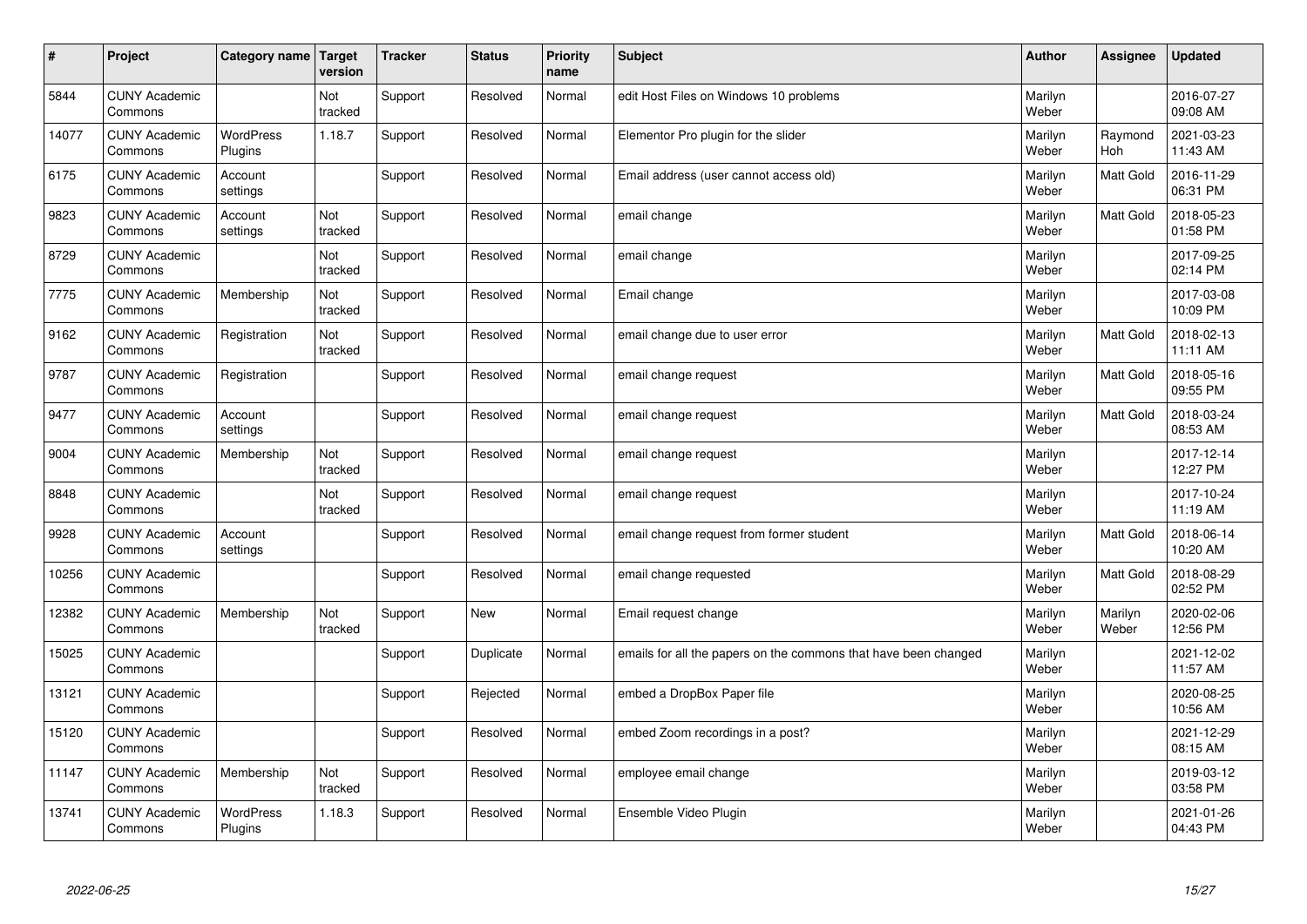| # | Project | Category name | Target version | Tracker | Status | Priority name | Subject | Author | Assignee | Updated |
|---|---|---|---|---|---|---|---|---|---|---|
| 5844 | CUNY Academic Commons | | Not tracked | Support | Resolved | Normal | edit Host Files on Windows 10 problems | Marilyn Weber | | 2016-07-27 09:08 AM |
| 14077 | CUNY Academic Commons | WordPress Plugins | 1.18.7 | Support | Resolved | Normal | Elementor Pro plugin for the slider | Marilyn Weber | Raymond Hoh | 2021-03-23 11:43 AM |
| 6175 | CUNY Academic Commons | Account settings | | Support | Resolved | Normal | Email address (user cannot access old) | Marilyn Weber | Matt Gold | 2016-11-29 06:31 PM |
| 9823 | CUNY Academic Commons | Account settings | Not tracked | Support | Resolved | Normal | email change | Marilyn Weber | Matt Gold | 2018-05-23 01:58 PM |
| 8729 | CUNY Academic Commons | | Not tracked | Support | Resolved | Normal | email change | Marilyn Weber | | 2017-09-25 02:14 PM |
| 7775 | CUNY Academic Commons | Membership | Not tracked | Support | Resolved | Normal | Email change | Marilyn Weber | | 2017-03-08 10:09 PM |
| 9162 | CUNY Academic Commons | Registration | Not tracked | Support | Resolved | Normal | email change due to user error | Marilyn Weber | Matt Gold | 2018-02-13 11:11 AM |
| 9787 | CUNY Academic Commons | Registration | | Support | Resolved | Normal | email change request | Marilyn Weber | Matt Gold | 2018-05-16 09:55 PM |
| 9477 | CUNY Academic Commons | Account settings | | Support | Resolved | Normal | email change request | Marilyn Weber | Matt Gold | 2018-03-24 08:53 AM |
| 9004 | CUNY Academic Commons | Membership | Not tracked | Support | Resolved | Normal | email change request | Marilyn Weber | | 2017-12-14 12:27 PM |
| 8848 | CUNY Academic Commons | | Not tracked | Support | Resolved | Normal | email change request | Marilyn Weber | | 2017-10-24 11:19 AM |
| 9928 | CUNY Academic Commons | Account settings | | Support | Resolved | Normal | email change request from former student | Marilyn Weber | Matt Gold | 2018-06-14 10:20 AM |
| 10256 | CUNY Academic Commons | | | Support | Resolved | Normal | email change requested | Marilyn Weber | Matt Gold | 2018-08-29 02:52 PM |
| 12382 | CUNY Academic Commons | Membership | Not tracked | Support | New | Normal | Email request change | Marilyn Weber | Marilyn Weber | 2020-02-06 12:56 PM |
| 15025 | CUNY Academic Commons | | | Support | Duplicate | Normal | emails for all the papers on the commons that have been changed | Marilyn Weber | | 2021-12-02 11:57 AM |
| 13121 | CUNY Academic Commons | | | Support | Rejected | Normal | embed a DropBox Paper file | Marilyn Weber | | 2020-08-25 10:56 AM |
| 15120 | CUNY Academic Commons | | | Support | Resolved | Normal | embed Zoom recordings in a post? | Marilyn Weber | | 2021-12-29 08:15 AM |
| 11147 | CUNY Academic Commons | Membership | Not tracked | Support | Resolved | Normal | employee email change | Marilyn Weber | | 2019-03-12 03:58 PM |
| 13741 | CUNY Academic Commons | WordPress Plugins | 1.18.3 | Support | Resolved | Normal | Ensemble Video Plugin | Marilyn Weber | | 2021-01-26 04:43 PM |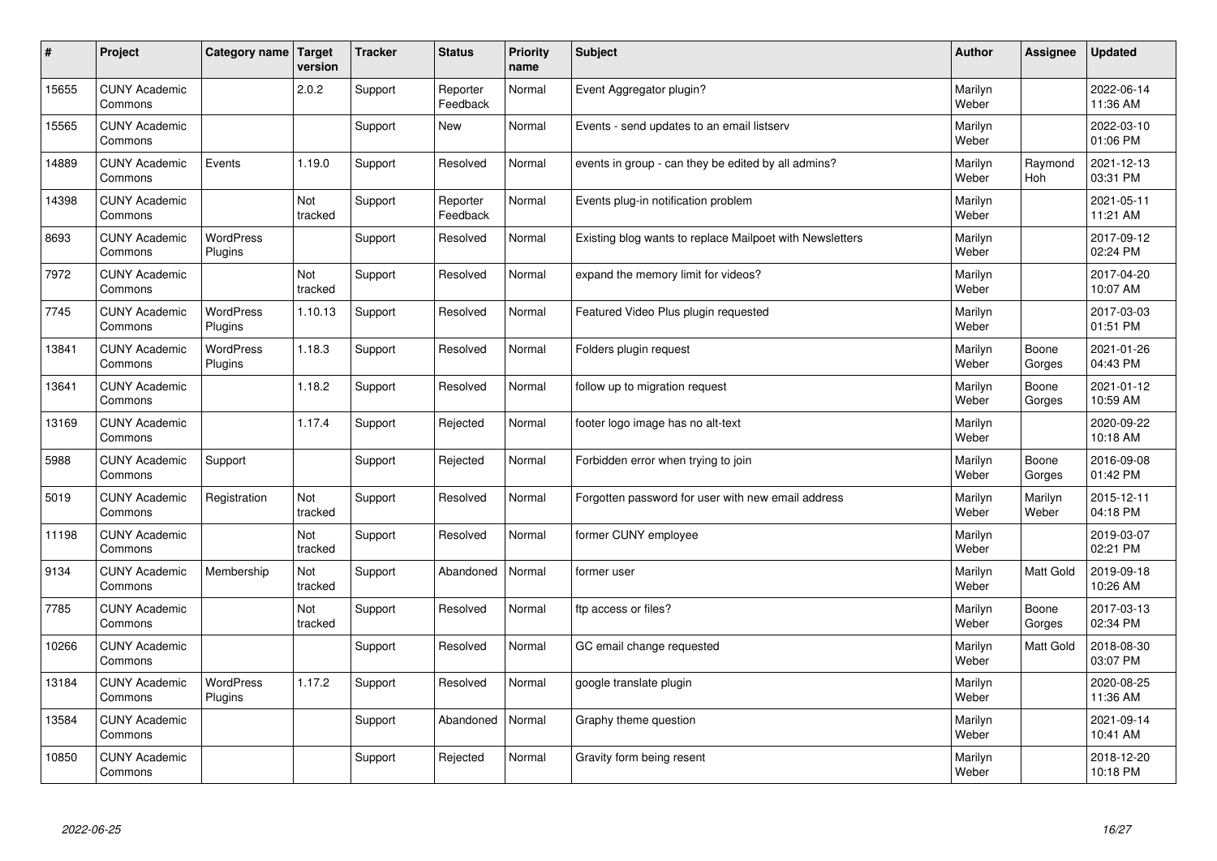| # | Project | Category name | Target version | Tracker | Status | Priority name | Subject | Author | Assignee | Updated |
|---|---|---|---|---|---|---|---|---|---|---|
| 15655 | CUNY Academic Commons | | 2.0.2 | Support | Reporter Feedback | Normal | Event Aggregator plugin? | Marilyn Weber | | 2022-06-14 11:36 AM |
| 15565 | CUNY Academic Commons | | | Support | New | Normal | Events - send updates to an email listserv | Marilyn Weber | | 2022-03-10 01:06 PM |
| 14889 | CUNY Academic Commons | Events | 1.19.0 | Support | Resolved | Normal | events in group - can they be edited by all admins? | Marilyn Weber | Raymond Hoh | 2021-12-13 03:31 PM |
| 14398 | CUNY Academic Commons | | Not tracked | Support | Reporter Feedback | Normal | Events plug-in notification problem | Marilyn Weber | | 2021-05-11 11:21 AM |
| 8693 | CUNY Academic Commons | WordPress Plugins | | Support | Resolved | Normal | Existing blog wants to replace Mailpoet with Newsletters | Marilyn Weber | | 2017-09-12 02:24 PM |
| 7972 | CUNY Academic Commons | | Not tracked | Support | Resolved | Normal | expand the memory limit for videos? | Marilyn Weber | | 2017-04-20 10:07 AM |
| 7745 | CUNY Academic Commons | WordPress Plugins | 1.10.13 | Support | Resolved | Normal | Featured Video Plus plugin requested | Marilyn Weber | | 2017-03-03 01:51 PM |
| 13841 | CUNY Academic Commons | WordPress Plugins | 1.18.3 | Support | Resolved | Normal | Folders plugin request | Marilyn Weber | Boone Gorges | 2021-01-26 04:43 PM |
| 13641 | CUNY Academic Commons | | 1.18.2 | Support | Resolved | Normal | follow up to migration request | Marilyn Weber | Boone Gorges | 2021-01-12 10:59 AM |
| 13169 | CUNY Academic Commons | | 1.17.4 | Support | Rejected | Normal | footer logo image has no alt-text | Marilyn Weber | | 2020-09-22 10:18 AM |
| 5988 | CUNY Academic Commons | Support | | Support | Rejected | Normal | Forbidden error when trying to join | Marilyn Weber | Boone Gorges | 2016-09-08 01:42 PM |
| 5019 | CUNY Academic Commons | Registration | Not tracked | Support | Resolved | Normal | Forgotten password for user with new email address | Marilyn Weber | Marilyn Weber | 2015-12-11 04:18 PM |
| 11198 | CUNY Academic Commons | | Not tracked | Support | Resolved | Normal | former CUNY employee | Marilyn Weber | | 2019-03-07 02:21 PM |
| 9134 | CUNY Academic Commons | Membership | Not tracked | Support | Abandoned | Normal | former user | Marilyn Weber | Matt Gold | 2019-09-18 10:26 AM |
| 7785 | CUNY Academic Commons | | Not tracked | Support | Resolved | Normal | ftp access or files? | Marilyn Weber | Boone Gorges | 2017-03-13 02:34 PM |
| 10266 | CUNY Academic Commons | | | Support | Resolved | Normal | GC email change requested | Marilyn Weber | Matt Gold | 2018-08-30 03:07 PM |
| 13184 | CUNY Academic Commons | WordPress Plugins | 1.17.2 | Support | Resolved | Normal | google translate plugin | Marilyn Weber | | 2020-08-25 11:36 AM |
| 13584 | CUNY Academic Commons | | | Support | Abandoned | Normal | Graphy theme question | Marilyn Weber | | 2021-09-14 10:41 AM |
| 10850 | CUNY Academic Commons | | | Support | Rejected | Normal | Gravity form being resent | Marilyn Weber | | 2018-12-20 10:18 PM |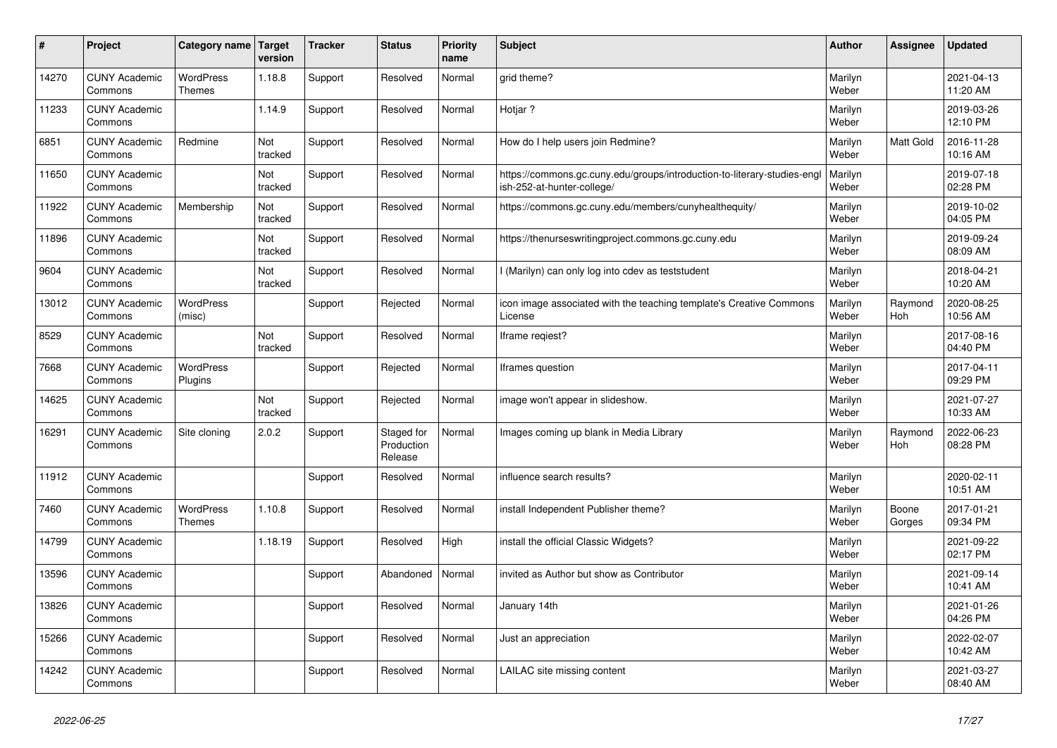| # | Project | Category name | Target version | Tracker | Status | Priority name | Subject | Author | Assignee | Updated |
|---|---|---|---|---|---|---|---|---|---|---|
| 14270 | CUNY Academic Commons | WordPress Themes | 1.18.8 | Support | Resolved | Normal | grid theme? | Marilyn Weber | | 2021-04-13 11:20 AM |
| 11233 | CUNY Academic Commons | | 1.14.9 | Support | Resolved | Normal | Hotjar ? | Marilyn Weber | | 2019-03-26 12:10 PM |
| 6851 | CUNY Academic Commons | Redmine | Not tracked | Support | Resolved | Normal | How do I help users join Redmine? | Marilyn Weber | Matt Gold | 2016-11-28 10:16 AM |
| 11650 | CUNY Academic Commons | | Not tracked | Support | Resolved | Normal | https://commons.gc.cuny.edu/groups/introduction-to-literary-studies-english-252-at-hunter-college/ | Marilyn Weber | | 2019-07-18 02:28 PM |
| 11922 | CUNY Academic Commons | Membership | Not tracked | Support | Resolved | Normal | https://commons.gc.cuny.edu/members/cunyhealthequity/ | Marilyn Weber | | 2019-10-02 04:05 PM |
| 11896 | CUNY Academic Commons | | Not tracked | Support | Resolved | Normal | https://thenurseswritingproject.commons.gc.cuny.edu | Marilyn Weber | | 2019-09-24 08:09 AM |
| 9604 | CUNY Academic Commons | | Not tracked | Support | Resolved | Normal | I (Marilyn) can only log into cdev as teststudent | Marilyn Weber | | 2018-04-21 10:20 AM |
| 13012 | CUNY Academic Commons | WordPress (misc) | | Support | Rejected | Normal | icon image associated with the teaching template's Creative Commons License | Marilyn Weber | Raymond Hoh | 2020-08-25 10:56 AM |
| 8529 | CUNY Academic Commons | | Not tracked | Support | Resolved | Normal | Iframe reqiest? | Marilyn Weber | | 2017-08-16 04:40 PM |
| 7668 | CUNY Academic Commons | WordPress Plugins | | Support | Rejected | Normal | Iframes question | Marilyn Weber | | 2017-04-11 09:29 PM |
| 14625 | CUNY Academic Commons | | Not tracked | Support | Rejected | Normal | image won't appear in slideshow. | Marilyn Weber | | 2021-07-27 10:33 AM |
| 16291 | CUNY Academic Commons | Site cloning | 2.0.2 | Support | Staged for Production Release | Normal | Images coming up blank in Media Library | Marilyn Weber | Raymond Hoh | 2022-06-23 08:28 PM |
| 11912 | CUNY Academic Commons | | | Support | Resolved | Normal | influence search results? | Marilyn Weber | | 2020-02-11 10:51 AM |
| 7460 | CUNY Academic Commons | WordPress Themes | 1.10.8 | Support | Resolved | Normal | install Independent Publisher theme? | Marilyn Weber | Boone Gorges | 2017-01-21 09:34 PM |
| 14799 | CUNY Academic Commons | | 1.18.19 | Support | Resolved | High | install the official Classic Widgets? | Marilyn Weber | | 2021-09-22 02:17 PM |
| 13596 | CUNY Academic Commons | | | Support | Abandoned | Normal | invited as Author but show as Contributor | Marilyn Weber | | 2021-09-14 10:41 AM |
| 13826 | CUNY Academic Commons | | | Support | Resolved | Normal | January 14th | Marilyn Weber | | 2021-01-26 04:26 PM |
| 15266 | CUNY Academic Commons | | | Support | Resolved | Normal | Just an appreciation | Marilyn Weber | | 2022-02-07 10:42 AM |
| 14242 | CUNY Academic Commons | | | Support | Resolved | Normal | LAILAC site missing content | Marilyn Weber | | 2021-03-27 08:40 AM |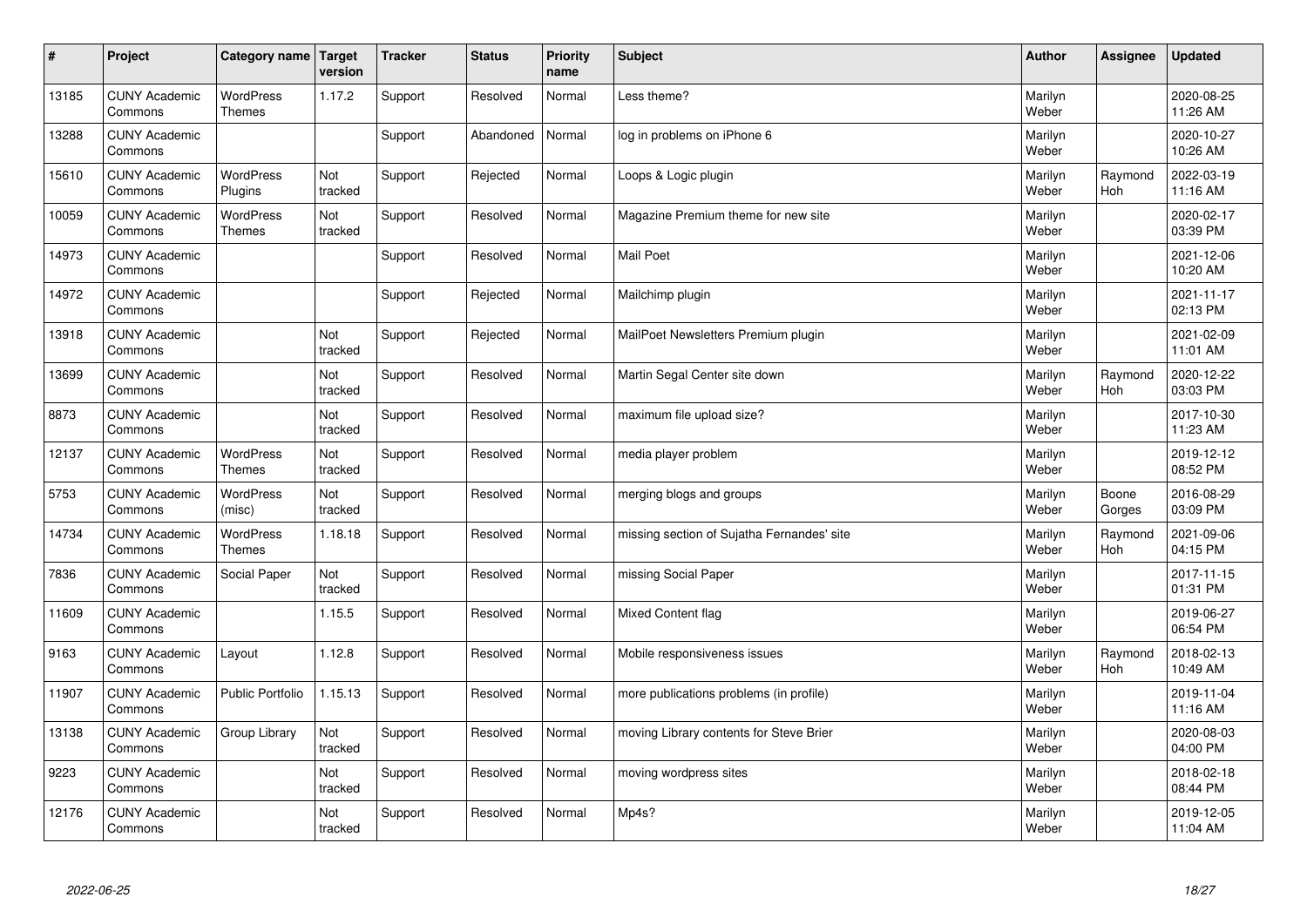| # | Project | Category name | Target version | Tracker | Status | Priority name | Subject | Author | Assignee | Updated |
|---|---|---|---|---|---|---|---|---|---|---|
| 13185 | CUNY Academic Commons | WordPress Themes | 1.17.2 | Support | Resolved | Normal | Less theme? | Marilyn Weber | | 2020-08-25 11:26 AM |
| 13288 | CUNY Academic Commons | | | Support | Abandoned | Normal | log in problems on iPhone 6 | Marilyn Weber | | 2020-10-27 10:26 AM |
| 15610 | CUNY Academic Commons | WordPress Plugins | Not tracked | Support | Rejected | Normal | Loops & Logic plugin | Marilyn Weber | Raymond Hoh | 2022-03-19 11:16 AM |
| 10059 | CUNY Academic Commons | WordPress Themes | Not tracked | Support | Resolved | Normal | Magazine Premium theme for new site | Marilyn Weber | | 2020-02-17 03:39 PM |
| 14973 | CUNY Academic Commons | | | Support | Resolved | Normal | Mail Poet | Marilyn Weber | | 2021-12-06 10:20 AM |
| 14972 | CUNY Academic Commons | | | Support | Rejected | Normal | Mailchimp plugin | Marilyn Weber | | 2021-11-17 02:13 PM |
| 13918 | CUNY Academic Commons | | Not tracked | Support | Rejected | Normal | MailPoet Newsletters Premium plugin | Marilyn Weber | | 2021-02-09 11:01 AM |
| 13699 | CUNY Academic Commons | | Not tracked | Support | Resolved | Normal | Martin Segal Center site down | Marilyn Weber | Raymond Hoh | 2020-12-22 03:03 PM |
| 8873 | CUNY Academic Commons | | Not tracked | Support | Resolved | Normal | maximum file upload size? | Marilyn Weber | | 2017-10-30 11:23 AM |
| 12137 | CUNY Academic Commons | WordPress Themes | Not tracked | Support | Resolved | Normal | media player problem | Marilyn Weber | | 2019-12-12 08:52 PM |
| 5753 | CUNY Academic Commons | WordPress (misc) | Not tracked | Support | Resolved | Normal | merging blogs and groups | Marilyn Weber | Boone Gorges | 2016-08-29 03:09 PM |
| 14734 | CUNY Academic Commons | WordPress Themes | 1.18.18 | Support | Resolved | Normal | missing section of Sujatha Fernandes' site | Marilyn Weber | Raymond Hoh | 2021-09-06 04:15 PM |
| 7836 | CUNY Academic Commons | Social Paper | Not tracked | Support | Resolved | Normal | missing Social Paper | Marilyn Weber | | 2017-11-15 01:31 PM |
| 11609 | CUNY Academic Commons | | 1.15.5 | Support | Resolved | Normal | Mixed Content flag | Marilyn Weber | | 2019-06-27 06:54 PM |
| 9163 | CUNY Academic Commons | Layout | 1.12.8 | Support | Resolved | Normal | Mobile responsiveness issues | Marilyn Weber | Raymond Hoh | 2018-02-13 10:49 AM |
| 11907 | CUNY Academic Commons | Public Portfolio | 1.15.13 | Support | Resolved | Normal | more publications problems (in profile) | Marilyn Weber | | 2019-11-04 11:16 AM |
| 13138 | CUNY Academic Commons | Group Library | Not tracked | Support | Resolved | Normal | moving Library contents for Steve Brier | Marilyn Weber | | 2020-08-03 04:00 PM |
| 9223 | CUNY Academic Commons | | Not tracked | Support | Resolved | Normal | moving wordpress sites | Marilyn Weber | | 2018-02-18 08:44 PM |
| 12176 | CUNY Academic Commons | | Not tracked | Support | Resolved | Normal | Mp4s? | Marilyn Weber | | 2019-12-05 11:04 AM |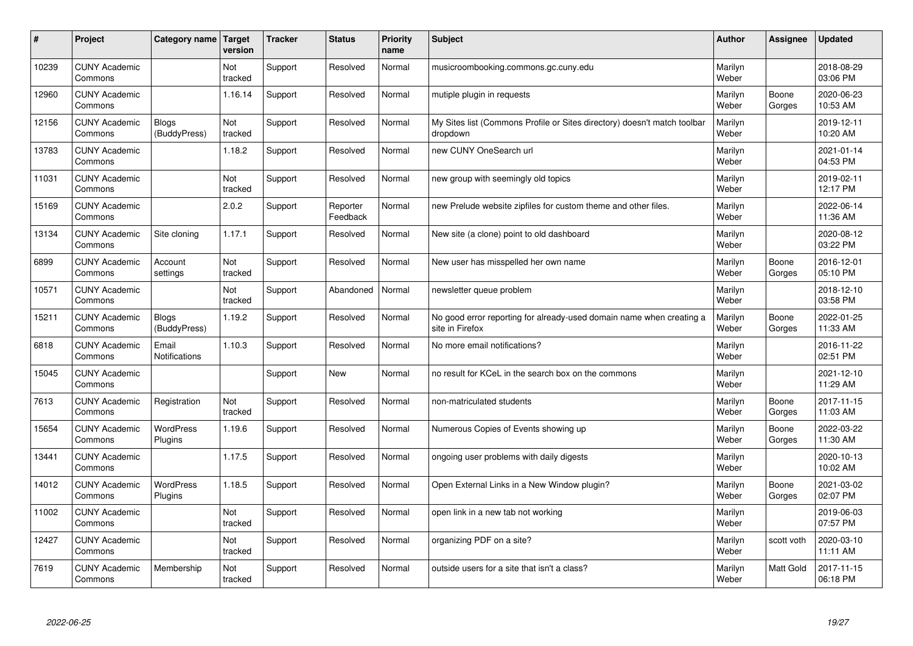| # | Project | Category name | Target version | Tracker | Status | Priority name | Subject | Author | Assignee | Updated |
|---|---|---|---|---|---|---|---|---|---|---|
| 10239 | CUNY Academic Commons | | Not tracked | Support | Resolved | Normal | musicroombooking.commons.gc.cuny.edu | Marilyn Weber | | 2018-08-29 03:06 PM |
| 12960 | CUNY Academic Commons | | 1.16.14 | Support | Resolved | Normal | mutiple plugin in requests | Marilyn Weber | Boone Gorges | 2020-06-23 10:53 AM |
| 12156 | CUNY Academic Commons | Blogs (BuddyPress) | Not tracked | Support | Resolved | Normal | My Sites list (Commons Profile or Sites directory) doesn't match toolbar dropdown | Marilyn Weber | | 2019-12-11 10:20 AM |
| 13783 | CUNY Academic Commons | | 1.18.2 | Support | Resolved | Normal | new CUNY OneSearch url | Marilyn Weber | | 2021-01-14 04:53 PM |
| 11031 | CUNY Academic Commons | | Not tracked | Support | Resolved | Normal | new group with seemingly old topics | Marilyn Weber | | 2019-02-11 12:17 PM |
| 15169 | CUNY Academic Commons | | 2.0.2 | Support | Reporter Feedback | Normal | new Prelude website zipfiles for custom theme and other files. | Marilyn Weber | | 2022-06-14 11:36 AM |
| 13134 | CUNY Academic Commons | Site cloning | 1.17.1 | Support | Resolved | Normal | New site (a clone) point to old dashboard | Marilyn Weber | | 2020-08-12 03:22 PM |
| 6899 | CUNY Academic Commons | Account settings | Not tracked | Support | Resolved | Normal | New user has misspelled her own name | Marilyn Weber | Boone Gorges | 2016-12-01 05:10 PM |
| 10571 | CUNY Academic Commons | | Not tracked | Support | Abandoned | Normal | newsletter queue problem | Marilyn Weber | | 2018-12-10 03:58 PM |
| 15211 | CUNY Academic Commons | Blogs (BuddyPress) | 1.19.2 | Support | Resolved | Normal | No good error reporting for already-used domain name when creating a site in Firefox | Marilyn Weber | Boone Gorges | 2022-01-25 11:33 AM |
| 6818 | CUNY Academic Commons | Email Notifications | 1.10.3 | Support | Resolved | Normal | No more email notifications? | Marilyn Weber | | 2016-11-22 02:51 PM |
| 15045 | CUNY Academic Commons | | | Support | New | Normal | no result for KCeL in the search box on the commons | Marilyn Weber | | 2021-12-10 11:29 AM |
| 7613 | CUNY Academic Commons | Registration | Not tracked | Support | Resolved | Normal | non-matriculated students | Marilyn Weber | Boone Gorges | 2017-11-15 11:03 AM |
| 15654 | CUNY Academic Commons | WordPress Plugins | 1.19.6 | Support | Resolved | Normal | Numerous Copies of Events showing up | Marilyn Weber | Boone Gorges | 2022-03-22 11:30 AM |
| 13441 | CUNY Academic Commons | | 1.17.5 | Support | Resolved | Normal | ongoing user problems with daily digests | Marilyn Weber | | 2020-10-13 10:02 AM |
| 14012 | CUNY Academic Commons | WordPress Plugins | 1.18.5 | Support | Resolved | Normal | Open External Links in a New Window plugin? | Marilyn Weber | Boone Gorges | 2021-03-02 02:07 PM |
| 11002 | CUNY Academic Commons | | Not tracked | Support | Resolved | Normal | open link in a new tab not working | Marilyn Weber | | 2019-06-03 07:57 PM |
| 12427 | CUNY Academic Commons | | Not tracked | Support | Resolved | Normal | organizing PDF on a site? | Marilyn Weber | scott voth | 2020-03-10 11:11 AM |
| 7619 | CUNY Academic Commons | Membership | Not tracked | Support | Resolved | Normal | outside users for a site that isn't a class? | Marilyn Weber | Matt Gold | 2017-11-15 06:18 PM |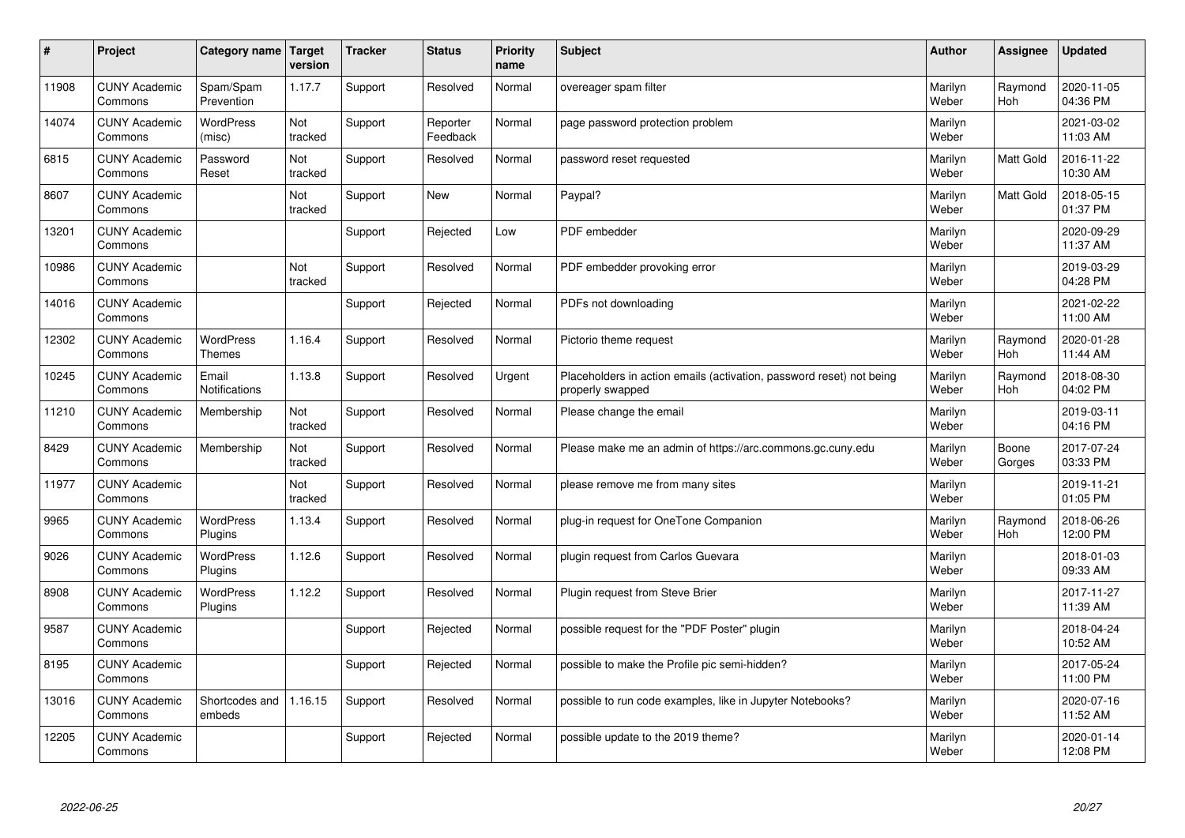| # | Project | Category name | Target version | Tracker | Status | Priority name | Subject | Author | Assignee | Updated |
|---|---|---|---|---|---|---|---|---|---|---|
| 11908 | CUNY Academic Commons | Spam/Spam Prevention | 1.17.7 | Support | Resolved | Normal | overeager spam filter | Marilyn Weber | Raymond Hoh | 2020-11-05 04:36 PM |
| 14074 | CUNY Academic Commons | WordPress (misc) | Not tracked | Support | Reporter Feedback | Normal | page password protection problem | Marilyn Weber | | 2021-03-02 11:03 AM |
| 6815 | CUNY Academic Commons | Password Reset | Not tracked | Support | Resolved | Normal | password reset requested | Marilyn Weber | Matt Gold | 2016-11-22 10:30 AM |
| 8607 | CUNY Academic Commons | | Not tracked | Support | New | Normal | Paypal? | Marilyn Weber | Matt Gold | 2018-05-15 01:37 PM |
| 13201 | CUNY Academic Commons | | | Support | Rejected | Low | PDF embedder | Marilyn Weber | | 2020-09-29 11:37 AM |
| 10986 | CUNY Academic Commons | | Not tracked | Support | Resolved | Normal | PDF embedder provoking error | Marilyn Weber | | 2019-03-29 04:28 PM |
| 14016 | CUNY Academic Commons | | | Support | Rejected | Normal | PDFs not downloading | Marilyn Weber | | 2021-02-22 11:00 AM |
| 12302 | CUNY Academic Commons | WordPress Themes | 1.16.4 | Support | Resolved | Normal | Pictorio theme request | Marilyn Weber | Raymond Hoh | 2020-01-28 11:44 AM |
| 10245 | CUNY Academic Commons | Email Notifications | 1.13.8 | Support | Resolved | Urgent | Placeholders in action emails (activation, password reset) not being properly swapped | Marilyn Weber | Raymond Hoh | 2018-08-30 04:02 PM |
| 11210 | CUNY Academic Commons | Membership | Not tracked | Support | Resolved | Normal | Please change the email | Marilyn Weber | | 2019-03-11 04:16 PM |
| 8429 | CUNY Academic Commons | Membership | Not tracked | Support | Resolved | Normal | Please make me an admin of https://arc.commons.gc.cuny.edu | Marilyn Weber | Boone Gorges | 2017-07-24 03:33 PM |
| 11977 | CUNY Academic Commons | | Not tracked | Support | Resolved | Normal | please remove me from many sites | Marilyn Weber | | 2019-11-21 01:05 PM |
| 9965 | CUNY Academic Commons | WordPress Plugins | 1.13.4 | Support | Resolved | Normal | plug-in request for OneTone Companion | Marilyn Weber | Raymond Hoh | 2018-06-26 12:00 PM |
| 9026 | CUNY Academic Commons | WordPress Plugins | 1.12.6 | Support | Resolved | Normal | plugin request from Carlos Guevara | Marilyn Weber | | 2018-01-03 09:33 AM |
| 8908 | CUNY Academic Commons | WordPress Plugins | 1.12.2 | Support | Resolved | Normal | Plugin request from Steve Brier | Marilyn Weber | | 2017-11-27 11:39 AM |
| 9587 | CUNY Academic Commons | | | Support | Rejected | Normal | possible request for the "PDF Poster" plugin | Marilyn Weber | | 2018-04-24 10:52 AM |
| 8195 | CUNY Academic Commons | | | Support | Rejected | Normal | possible to make the Profile pic semi-hidden? | Marilyn Weber | | 2017-05-24 11:00 PM |
| 13016 | CUNY Academic Commons | Shortcodes and embeds | 1.16.15 | Support | Resolved | Normal | possible to run code examples, like in Jupyter Notebooks? | Marilyn Weber | | 2020-07-16 11:52 AM |
| 12205 | CUNY Academic Commons | | | Support | Rejected | Normal | possible update to the 2019 theme? | Marilyn Weber | | 2020-01-14 12:08 PM |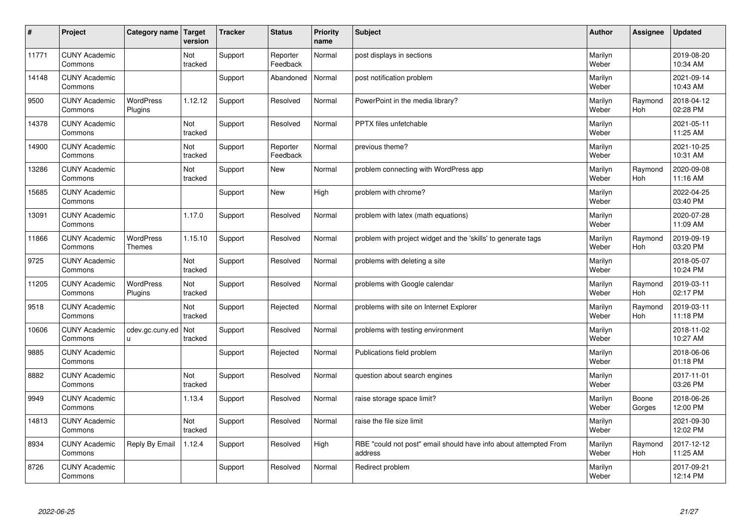| # | Project | Category name | Target version | Tracker | Status | Priority name | Subject | Author | Assignee | Updated |
|---|---|---|---|---|---|---|---|---|---|---|
| 11771 | CUNY Academic Commons | | Not tracked | Support | Reporter Feedback | Normal | post displays in sections | Marilyn Weber | | 2019-08-20 10:34 AM |
| 14148 | CUNY Academic Commons | | | Support | Abandoned | Normal | post notification problem | Marilyn Weber | | 2021-09-14 10:43 AM |
| 9500 | CUNY Academic Commons | WordPress Plugins | 1.12.12 | Support | Resolved | Normal | PowerPoint in the media library? | Marilyn Weber | Raymond Hoh | 2018-04-12 02:28 PM |
| 14378 | CUNY Academic Commons | | Not tracked | Support | Resolved | Normal | PPTX files unfetchable | Marilyn Weber | | 2021-05-11 11:25 AM |
| 14900 | CUNY Academic Commons | | Not tracked | Support | Reporter Feedback | Normal | previous theme? | Marilyn Weber | | 2021-10-25 10:31 AM |
| 13286 | CUNY Academic Commons | | Not tracked | Support | New | Normal | problem connecting with WordPress app | Marilyn Weber | Raymond Hoh | 2020-09-08 11:16 AM |
| 15685 | CUNY Academic Commons | | | Support | New | High | problem with chrome? | Marilyn Weber | | 2022-04-25 03:40 PM |
| 13091 | CUNY Academic Commons | | 1.17.0 | Support | Resolved | Normal | problem with latex (math equations) | Marilyn Weber | | 2020-07-28 11:09 AM |
| 11866 | CUNY Academic Commons | WordPress Themes | 1.15.10 | Support | Resolved | Normal | problem with project widget and the 'skills' to generate tags | Marilyn Weber | Raymond Hoh | 2019-09-19 03:20 PM |
| 9725 | CUNY Academic Commons | | Not tracked | Support | Resolved | Normal | problems with deleting a site | Marilyn Weber | | 2018-05-07 10:24 PM |
| 11205 | CUNY Academic Commons | WordPress Plugins | Not tracked | Support | Resolved | Normal | problems with Google calendar | Marilyn Weber | Raymond Hoh | 2019-03-11 02:17 PM |
| 9518 | CUNY Academic Commons | | Not tracked | Support | Rejected | Normal | problems with site on Internet Explorer | Marilyn Weber | Raymond Hoh | 2019-03-11 11:18 PM |
| 10606 | CUNY Academic Commons | cdev.gc.cuny.edu | Not tracked | Support | Resolved | Normal | problems with testing environment | Marilyn Weber | | 2018-11-02 10:27 AM |
| 9885 | CUNY Academic Commons | | | Support | Rejected | Normal | Publications field problem | Marilyn Weber | | 2018-06-06 01:18 PM |
| 8882 | CUNY Academic Commons | | Not tracked | Support | Resolved | Normal | question about search engines | Marilyn Weber | | 2017-11-01 03:26 PM |
| 9949 | CUNY Academic Commons | | 1.13.4 | Support | Resolved | Normal | raise storage space limit? | Marilyn Weber | Boone Gorges | 2018-06-26 12:00 PM |
| 14813 | CUNY Academic Commons | | Not tracked | Support | Resolved | Normal | raise the file size limit | Marilyn Weber | | 2021-09-30 12:02 PM |
| 8934 | CUNY Academic Commons | Reply By Email | 1.12.4 | Support | Resolved | High | RBE "could not post" email should have info about attempted From address | Marilyn Weber | Raymond Hoh | 2017-12-12 11:25 AM |
| 8726 | CUNY Academic Commons | | | Support | Resolved | Normal | Redirect problem | Marilyn Weber | | 2017-09-21 12:14 PM |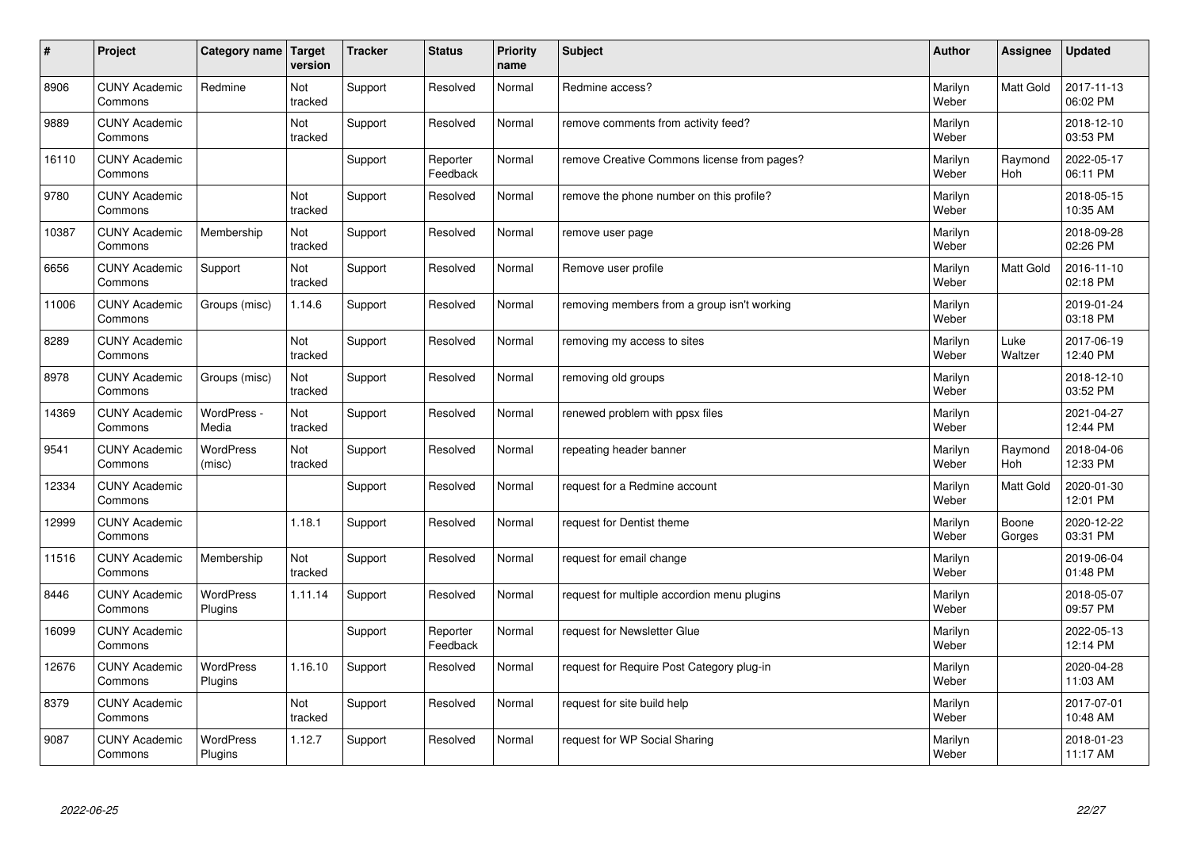| # | Project | Category name | Target version | Tracker | Status | Priority name | Subject | Author | Assignee | Updated |
|---|---|---|---|---|---|---|---|---|---|---|
| 8906 | CUNY Academic Commons | Redmine | Not tracked | Support | Resolved | Normal | Redmine access? | Marilyn Weber | Matt Gold | 2017-11-13 06:02 PM |
| 9889 | CUNY Academic Commons | | Not tracked | Support | Resolved | Normal | remove comments from activity feed? | Marilyn Weber | | 2018-12-10 03:53 PM |
| 16110 | CUNY Academic Commons | | | Support | Reporter Feedback | Normal | remove Creative Commons license from pages? | Marilyn Weber | Raymond Hoh | 2022-05-17 06:11 PM |
| 9780 | CUNY Academic Commons | | Not tracked | Support | Resolved | Normal | remove the phone number on this profile? | Marilyn Weber | | 2018-05-15 10:35 AM |
| 10387 | CUNY Academic Commons | Membership | Not tracked | Support | Resolved | Normal | remove user page | Marilyn Weber | | 2018-09-28 02:26 PM |
| 6656 | CUNY Academic Commons | Support | Not tracked | Support | Resolved | Normal | Remove user profile | Marilyn Weber | Matt Gold | 2016-11-10 02:18 PM |
| 11006 | CUNY Academic Commons | Groups (misc) | 1.14.6 | Support | Resolved | Normal | removing members from a group isn't working | Marilyn Weber | | 2019-01-24 03:18 PM |
| 8289 | CUNY Academic Commons | | Not tracked | Support | Resolved | Normal | removing my access to sites | Marilyn Weber | Luke Waltzer | 2017-06-19 12:40 PM |
| 8978 | CUNY Academic Commons | Groups (misc) | Not tracked | Support | Resolved | Normal | removing old groups | Marilyn Weber | | 2018-12-10 03:52 PM |
| 14369 | CUNY Academic Commons | WordPress - Media | Not tracked | Support | Resolved | Normal | renewed problem with ppsx files | Marilyn Weber | | 2021-04-27 12:44 PM |
| 9541 | CUNY Academic Commons | WordPress (misc) | Not tracked | Support | Resolved | Normal | repeating header banner | Marilyn Weber | Raymond Hoh | 2018-04-06 12:33 PM |
| 12334 | CUNY Academic Commons | | | Support | Resolved | Normal | request for a Redmine account | Marilyn Weber | Matt Gold | 2020-01-30 12:01 PM |
| 12999 | CUNY Academic Commons | | 1.18.1 | Support | Resolved | Normal | request for Dentist theme | Marilyn Weber | Boone Gorges | 2020-12-22 03:31 PM |
| 11516 | CUNY Academic Commons | Membership | Not tracked | Support | Resolved | Normal | request for email change | Marilyn Weber | | 2019-06-04 01:48 PM |
| 8446 | CUNY Academic Commons | WordPress Plugins | 1.11.14 | Support | Resolved | Normal | request for multiple accordion menu plugins | Marilyn Weber | | 2018-05-07 09:57 PM |
| 16099 | CUNY Academic Commons | | | Support | Reporter Feedback | Normal | request for Newsletter Glue | Marilyn Weber | | 2022-05-13 12:14 PM |
| 12676 | CUNY Academic Commons | WordPress Plugins | 1.16.10 | Support | Resolved | Normal | request for Require Post Category plug-in | Marilyn Weber | | 2020-04-28 11:03 AM |
| 8379 | CUNY Academic Commons | | Not tracked | Support | Resolved | Normal | request for site build help | Marilyn Weber | | 2017-07-01 10:48 AM |
| 9087 | CUNY Academic Commons | WordPress Plugins | 1.12.7 | Support | Resolved | Normal | request for WP Social Sharing | Marilyn Weber | | 2018-01-23 11:17 AM |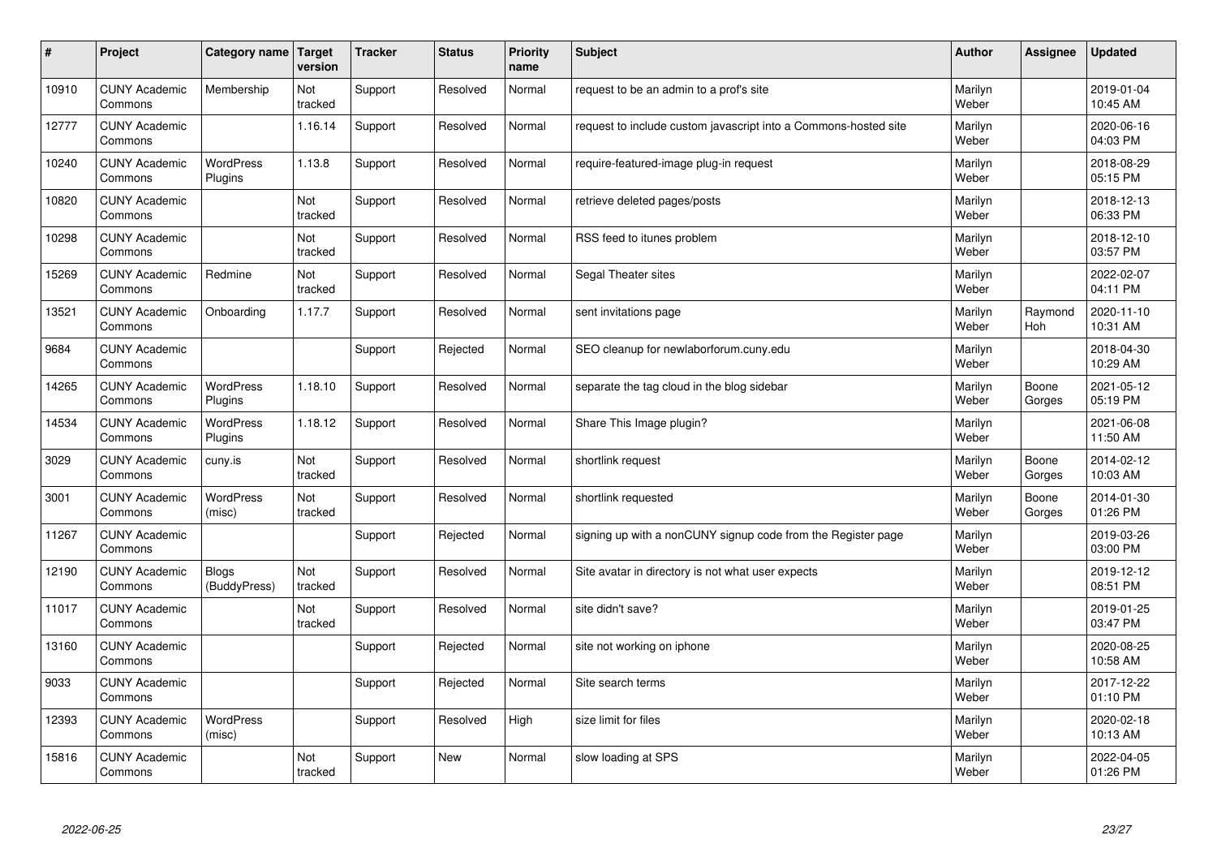| # | Project | Category name | Target version | Tracker | Status | Priority name | Subject | Author | Assignee | Updated |
|---|---|---|---|---|---|---|---|---|---|---|
| 10910 | CUNY Academic Commons | Membership | Not tracked | Support | Resolved | Normal | request to be an admin to a prof's site | Marilyn Weber | | 2019-01-04 10:45 AM |
| 12777 | CUNY Academic Commons | | 1.16.14 | Support | Resolved | Normal | request to include custom javascript into a Commons-hosted site | Marilyn Weber | | 2020-06-16 04:03 PM |
| 10240 | CUNY Academic Commons | WordPress Plugins | 1.13.8 | Support | Resolved | Normal | require-featured-image plug-in request | Marilyn Weber | | 2018-08-29 05:15 PM |
| 10820 | CUNY Academic Commons | | Not tracked | Support | Resolved | Normal | retrieve deleted pages/posts | Marilyn Weber | | 2018-12-13 06:33 PM |
| 10298 | CUNY Academic Commons | | Not tracked | Support | Resolved | Normal | RSS feed to itunes problem | Marilyn Weber | | 2018-12-10 03:57 PM |
| 15269 | CUNY Academic Commons | Redmine | Not tracked | Support | Resolved | Normal | Segal Theater sites | Marilyn Weber | | 2022-02-07 04:11 PM |
| 13521 | CUNY Academic Commons | Onboarding | 1.17.7 | Support | Resolved | Normal | sent invitations page | Marilyn Weber | Raymond Hoh | 2020-11-10 10:31 AM |
| 9684 | CUNY Academic Commons | | | Support | Rejected | Normal | SEO cleanup for newlaborforum.cuny.edu | Marilyn Weber | | 2018-04-30 10:29 AM |
| 14265 | CUNY Academic Commons | WordPress Plugins | 1.18.10 | Support | Resolved | Normal | separate the tag cloud in the blog sidebar | Marilyn Weber | Boone Gorges | 2021-05-12 05:19 PM |
| 14534 | CUNY Academic Commons | WordPress Plugins | 1.18.12 | Support | Resolved | Normal | Share This Image plugin? | Marilyn Weber | | 2021-06-08 11:50 AM |
| 3029 | CUNY Academic Commons | cuny.is | Not tracked | Support | Resolved | Normal | shortlink request | Marilyn Weber | Boone Gorges | 2014-02-12 10:03 AM |
| 3001 | CUNY Academic Commons | WordPress (misc) | Not tracked | Support | Resolved | Normal | shortlink requested | Marilyn Weber | Boone Gorges | 2014-01-30 01:26 PM |
| 11267 | CUNY Academic Commons | | | Support | Rejected | Normal | signing up with a nonCUNY signup code from the Register page | Marilyn Weber | | 2019-03-26 03:00 PM |
| 12190 | CUNY Academic Commons | Blogs (BuddyPress) | Not tracked | Support | Resolved | Normal | Site avatar in directory is not what user expects | Marilyn Weber | | 2019-12-12 08:51 PM |
| 11017 | CUNY Academic Commons | | Not tracked | Support | Resolved | Normal | site didn't save? | Marilyn Weber | | 2019-01-25 03:47 PM |
| 13160 | CUNY Academic Commons | | | Support | Rejected | Normal | site not working on iphone | Marilyn Weber | | 2020-08-25 10:58 AM |
| 9033 | CUNY Academic Commons | | | Support | Rejected | Normal | Site search terms | Marilyn Weber | | 2017-12-22 01:10 PM |
| 12393 | CUNY Academic Commons | WordPress (misc) | | Support | Resolved | High | size limit for files | Marilyn Weber | | 2020-02-18 10:13 AM |
| 15816 | CUNY Academic Commons | | Not tracked | Support | New | Normal | slow loading at SPS | Marilyn Weber | | 2022-04-05 01:26 PM |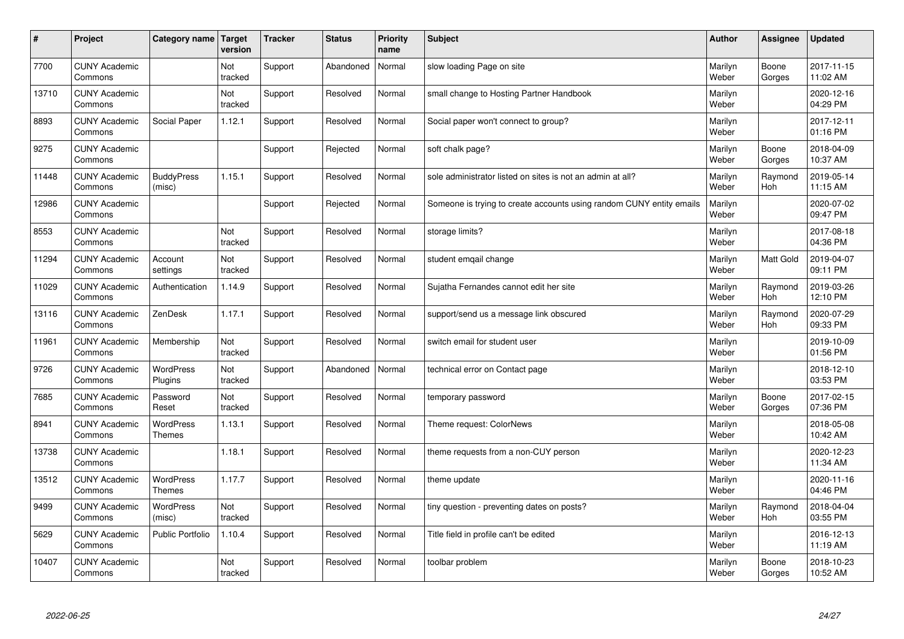| # | Project | Category name | Target version | Tracker | Status | Priority name | Subject | Author | Assignee | Updated |
|---|---|---|---|---|---|---|---|---|---|---|
| 7700 | CUNY Academic Commons | | Not tracked | Support | Abandoned | Normal | slow loading Page on site | Marilyn Weber | Boone Gorges | 2017-11-15 11:02 AM |
| 13710 | CUNY Academic Commons | | Not tracked | Support | Resolved | Normal | small change to Hosting Partner Handbook | Marilyn Weber | | 2020-12-16 04:29 PM |
| 8893 | CUNY Academic Commons | Social Paper | 1.12.1 | Support | Resolved | Normal | Social paper won't connect to group? | Marilyn Weber | | 2017-12-11 01:16 PM |
| 9275 | CUNY Academic Commons | | | Support | Rejected | Normal | soft chalk page? | Marilyn Weber | Boone Gorges | 2018-04-09 10:37 AM |
| 11448 | CUNY Academic Commons | BuddyPress (misc) | 1.15.1 | Support | Resolved | Normal | sole administrator listed on sites is not an admin at all? | Marilyn Weber | Raymond Hoh | 2019-05-14 11:15 AM |
| 12986 | CUNY Academic Commons | | | Support | Rejected | Normal | Someone is trying to create accounts using random CUNY entity emails | Marilyn Weber | | 2020-07-02 09:47 PM |
| 8553 | CUNY Academic Commons | | Not tracked | Support | Resolved | Normal | storage limits? | Marilyn Weber | | 2017-08-18 04:36 PM |
| 11294 | CUNY Academic Commons | Account settings | Not tracked | Support | Resolved | Normal | student emqail change | Marilyn Weber | Matt Gold | 2019-04-07 09:11 PM |
| 11029 | CUNY Academic Commons | Authentication | 1.14.9 | Support | Resolved | Normal | Sujatha Fernandes cannot edit her site | Marilyn Weber | Raymond Hoh | 2019-03-26 12:10 PM |
| 13116 | CUNY Academic Commons | ZenDesk | 1.17.1 | Support | Resolved | Normal | support/send us a message link obscured | Marilyn Weber | Raymond Hoh | 2020-07-29 09:33 PM |
| 11961 | CUNY Academic Commons | Membership | Not tracked | Support | Resolved | Normal | switch email for student user | Marilyn Weber | | 2019-10-09 01:56 PM |
| 9726 | CUNY Academic Commons | WordPress Plugins | Not tracked | Support | Abandoned | Normal | technical error on Contact page | Marilyn Weber | | 2018-12-10 03:53 PM |
| 7685 | CUNY Academic Commons | Password Reset | Not tracked | Support | Resolved | Normal | temporary password | Marilyn Weber | Boone Gorges | 2017-02-15 07:36 PM |
| 8941 | CUNY Academic Commons | WordPress Themes | 1.13.1 | Support | Resolved | Normal | Theme request: ColorNews | Marilyn Weber | | 2018-05-08 10:42 AM |
| 13738 | CUNY Academic Commons | | 1.18.1 | Support | Resolved | Normal | theme requests from a non-CUY person | Marilyn Weber | | 2020-12-23 11:34 AM |
| 13512 | CUNY Academic Commons | WordPress Themes | 1.17.7 | Support | Resolved | Normal | theme update | Marilyn Weber | | 2020-11-16 04:46 PM |
| 9499 | CUNY Academic Commons | WordPress (misc) | Not tracked | Support | Resolved | Normal | tiny question - preventing dates on posts? | Marilyn Weber | Raymond Hoh | 2018-04-04 03:55 PM |
| 5629 | CUNY Academic Commons | Public Portfolio | 1.10.4 | Support | Resolved | Normal | Title field in profile can't be edited | Marilyn Weber | | 2016-12-13 11:19 AM |
| 10407 | CUNY Academic Commons | | Not tracked | Support | Resolved | Normal | toolbar problem | Marilyn Weber | Boone Gorges | 2018-10-23 10:52 AM |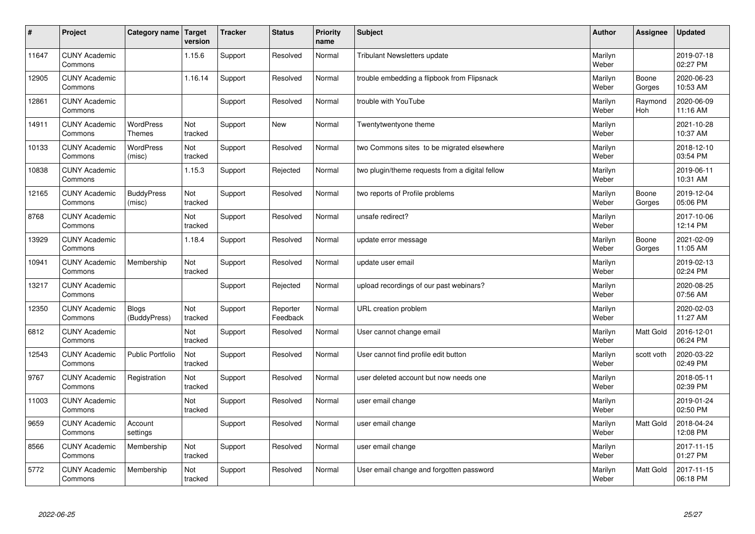| # | Project | Category name | Target version | Tracker | Status | Priority name | Subject | Author | Assignee | Updated |
|---|---|---|---|---|---|---|---|---|---|---|
| 11647 | CUNY Academic Commons | | 1.15.6 | Support | Resolved | Normal | Tribulant Newsletters update | Marilyn Weber | | 2019-07-18 02:27 PM |
| 12905 | CUNY Academic Commons | | 1.16.14 | Support | Resolved | Normal | trouble embedding a flipbook from Flipsnack | Marilyn Weber | Boone Gorges | 2020-06-23 10:53 AM |
| 12861 | CUNY Academic Commons | | | Support | Resolved | Normal | trouble with YouTube | Marilyn Weber | Raymond Hoh | 2020-06-09 11:16 AM |
| 14911 | CUNY Academic Commons | WordPress Themes | Not tracked | Support | New | Normal | Twentytwentyone theme | Marilyn Weber | | 2021-10-28 10:37 AM |
| 10133 | CUNY Academic Commons | WordPress (misc) | Not tracked | Support | Resolved | Normal | two Commons sites to be migrated elsewhere | Marilyn Weber | | 2018-12-10 03:54 PM |
| 10838 | CUNY Academic Commons | | 1.15.3 | Support | Rejected | Normal | two plugin/theme requests from a digital fellow | Marilyn Weber | | 2019-06-11 10:31 AM |
| 12165 | CUNY Academic Commons | BuddyPress (misc) | Not tracked | Support | Resolved | Normal | two reports of Profile problems | Marilyn Weber | Boone Gorges | 2019-12-04 05:06 PM |
| 8768 | CUNY Academic Commons | | Not tracked | Support | Resolved | Normal | unsafe redirect? | Marilyn Weber | | 2017-10-06 12:14 PM |
| 13929 | CUNY Academic Commons | | 1.18.4 | Support | Resolved | Normal | update error message | Marilyn Weber | Boone Gorges | 2021-02-09 11:05 AM |
| 10941 | CUNY Academic Commons | Membership | Not tracked | Support | Resolved | Normal | update user email | Marilyn Weber | | 2019-02-13 02:24 PM |
| 13217 | CUNY Academic Commons | | | Support | Rejected | Normal | upload recordings of our past webinars? | Marilyn Weber | | 2020-08-25 07:56 AM |
| 12350 | CUNY Academic Commons | Blogs (BuddyPress) | Not tracked | Support | Reporter Feedback | Normal | URL creation problem | Marilyn Weber | | 2020-02-03 11:27 AM |
| 6812 | CUNY Academic Commons | | Not tracked | Support | Resolved | Normal | User cannot change email | Marilyn Weber | Matt Gold | 2016-12-01 06:24 PM |
| 12543 | CUNY Academic Commons | Public Portfolio | Not tracked | Support | Resolved | Normal | User cannot find profile edit button | Marilyn Weber | scott voth | 2020-03-22 02:49 PM |
| 9767 | CUNY Academic Commons | Registration | Not tracked | Support | Resolved | Normal | user deleted account but now needs one | Marilyn Weber | | 2018-05-11 02:39 PM |
| 11003 | CUNY Academic Commons | | Not tracked | Support | Resolved | Normal | user email change | Marilyn Weber | | 2019-01-24 02:50 PM |
| 9659 | CUNY Academic Commons | Account settings | | Support | Resolved | Normal | user email change | Marilyn Weber | Matt Gold | 2018-04-24 12:08 PM |
| 8566 | CUNY Academic Commons | Membership | Not tracked | Support | Resolved | Normal | user email change | Marilyn Weber | | 2017-11-15 01:27 PM |
| 5772 | CUNY Academic Commons | Membership | Not tracked | Support | Resolved | Normal | User email change and forgotten password | Marilyn Weber | Matt Gold | 2017-11-15 06:18 PM |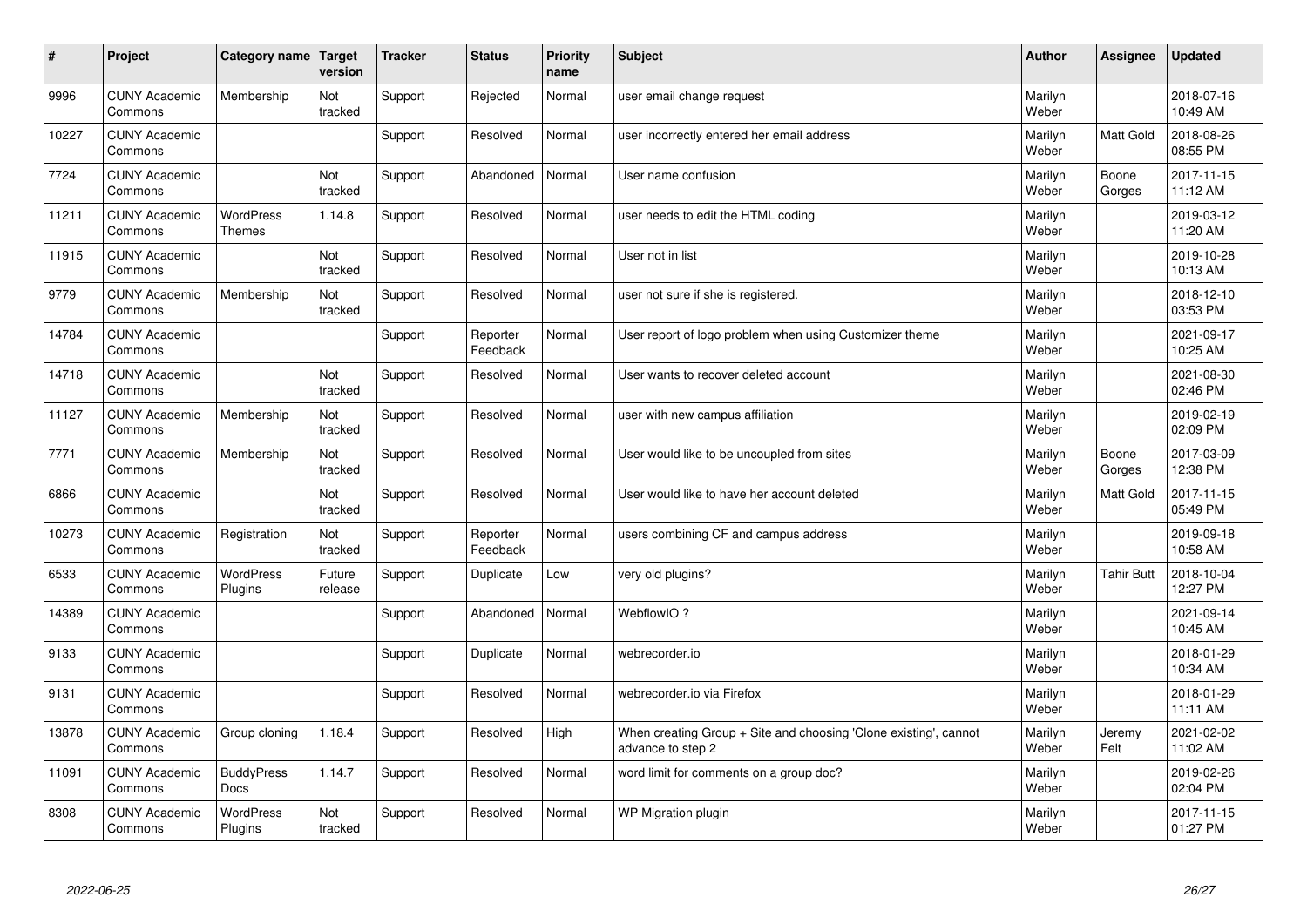| # | Project | Category name | Target version | Tracker | Status | Priority name | Subject | Author | Assignee | Updated |
|---|---|---|---|---|---|---|---|---|---|---|
| 9996 | CUNY Academic Commons | Membership | Not tracked | Support | Rejected | Normal | user email change request | Marilyn Weber | | 2018-07-16 10:49 AM |
| 10227 | CUNY Academic Commons | | | Support | Resolved | Normal | user incorrectly entered her email address | Marilyn Weber | Matt Gold | 2018-08-26 08:55 PM |
| 7724 | CUNY Academic Commons | | Not tracked | Support | Abandoned | Normal | User name confusion | Marilyn Weber | Boone Gorges | 2017-11-15 11:12 AM |
| 11211 | CUNY Academic Commons | WordPress Themes | 1.14.8 | Support | Resolved | Normal | user needs to edit the HTML coding | Marilyn Weber | | 2019-03-12 11:20 AM |
| 11915 | CUNY Academic Commons | | Not tracked | Support | Resolved | Normal | User not in list | Marilyn Weber | | 2019-10-28 10:13 AM |
| 9779 | CUNY Academic Commons | Membership | Not tracked | Support | Resolved | Normal | user not sure if she is registered. | Marilyn Weber | | 2018-12-10 03:53 PM |
| 14784 | CUNY Academic Commons | | | Support | Reporter Feedback | Normal | User report of logo problem when using Customizer theme | Marilyn Weber | | 2021-09-17 10:25 AM |
| 14718 | CUNY Academic Commons | | Not tracked | Support | Resolved | Normal | User wants to recover deleted account | Marilyn Weber | | 2021-08-30 02:46 PM |
| 11127 | CUNY Academic Commons | Membership | Not tracked | Support | Resolved | Normal | user with new campus affiliation | Marilyn Weber | | 2019-02-19 02:09 PM |
| 7771 | CUNY Academic Commons | Membership | Not tracked | Support | Resolved | Normal | User would like to be uncoupled from sites | Marilyn Weber | Boone Gorges | 2017-03-09 12:38 PM |
| 6866 | CUNY Academic Commons | | Not tracked | Support | Resolved | Normal | User would like to have her account deleted | Marilyn Weber | Matt Gold | 2017-11-15 05:49 PM |
| 10273 | CUNY Academic Commons | Registration | Not tracked | Support | Reporter Feedback | Normal | users combining CF and campus address | Marilyn Weber | | 2019-09-18 10:58 AM |
| 6533 | CUNY Academic Commons | WordPress Plugins | Future release | Support | Duplicate | Low | very old plugins? | Marilyn Weber | Tahir Butt | 2018-10-04 12:27 PM |
| 14389 | CUNY Academic Commons | | | Support | Abandoned | Normal | WebflowIO ? | Marilyn Weber | | 2021-09-14 10:45 AM |
| 9133 | CUNY Academic Commons | | | Support | Duplicate | Normal | webrecorder.io | Marilyn Weber | | 2018-01-29 10:34 AM |
| 9131 | CUNY Academic Commons | | | Support | Resolved | Normal | webrecorder.io via Firefox | Marilyn Weber | | 2018-01-29 11:11 AM |
| 13878 | CUNY Academic Commons | Group cloning | 1.18.4 | Support | Resolved | High | When creating Group + Site and choosing 'Clone existing', cannot advance to step 2 | Marilyn Weber | Jeremy Felt | 2021-02-02 11:02 AM |
| 11091 | CUNY Academic Commons | BuddyPress Docs | 1.14.7 | Support | Resolved | Normal | word limit for comments on a group doc? | Marilyn Weber | | 2019-02-26 02:04 PM |
| 8308 | CUNY Academic Commons | WordPress Plugins | Not tracked | Support | Resolved | Normal | WP Migration plugin | Marilyn Weber | | 2017-11-15 01:27 PM |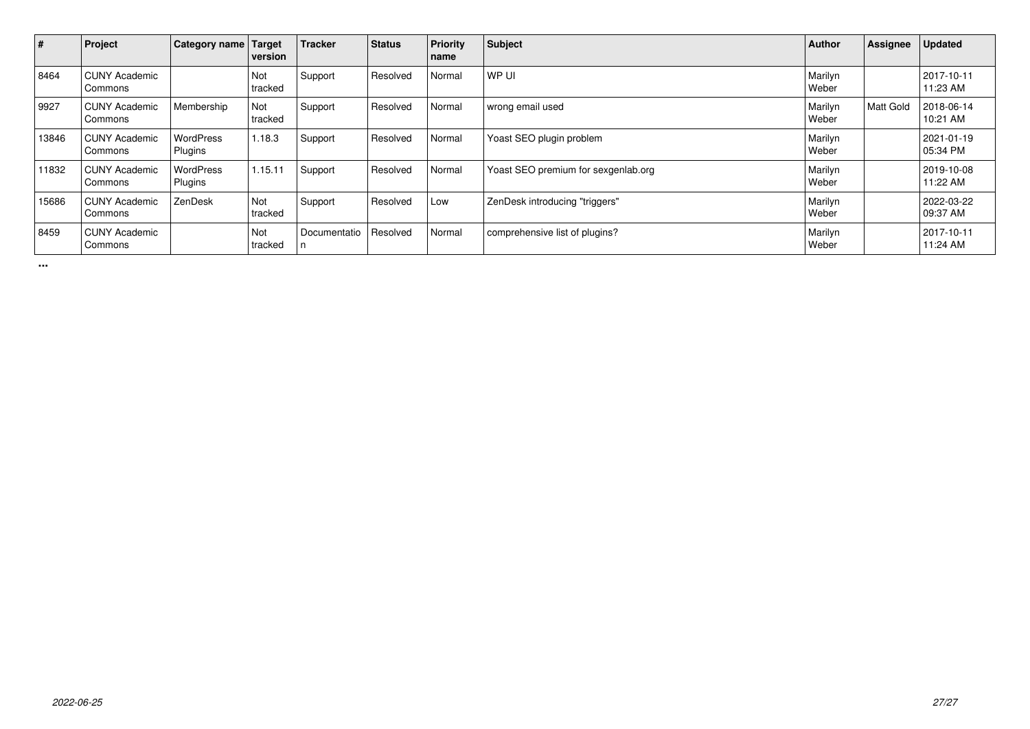| # | Project | Category name | Target version | Tracker | Status | Priority name | Subject | Author | Assignee | Updated |
|---|---|---|---|---|---|---|---|---|---|---|
| 8464 | CUNY Academic Commons | | Not tracked | Support | Resolved | Normal | WP UI | Marilyn Weber | | 2017-10-11 11:23 AM |
| 9927 | CUNY Academic Commons | Membership | Not tracked | Support | Resolved | Normal | wrong email used | Marilyn Weber | Matt Gold | 2018-06-14 10:21 AM |
| 13846 | CUNY Academic Commons | WordPress Plugins | 1.18.3 | Support | Resolved | Normal | Yoast SEO plugin problem | Marilyn Weber | | 2021-01-19 05:34 PM |
| 11832 | CUNY Academic Commons | WordPress Plugins | 1.15.11 | Support | Resolved | Normal | Yoast SEO premium for sexgenlab.org | Marilyn Weber | | 2019-10-08 11:22 AM |
| 15686 | CUNY Academic Commons | ZenDesk | Not tracked | Support | Resolved | Low | ZenDesk introducing "triggers" | Marilyn Weber | | 2022-03-22 09:37 AM |
| 8459 | CUNY Academic Commons | | Not tracked | Documentation | Resolved | Normal | comprehensive list of plugins? | Marilyn Weber | | 2017-10-11 11:24 AM |

...